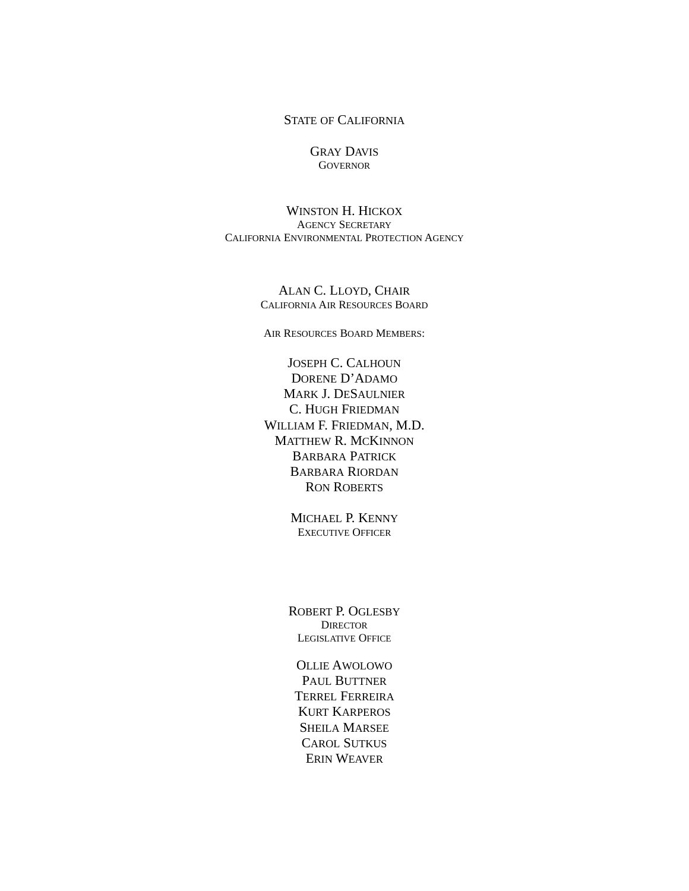STATE OF CALIFORNIA

GRAY DAVIS
GOVERNOR

WINSTON H. HICKOX
AGENCY SECRETARY
CALIFORNIA ENVIRONMENTAL PROTECTION AGENCY

ALAN C. LLOYD, CHAIR
CALIFORNIA AIR RESOURCES BOARD

AIR RESOURCES BOARD MEMBERS:

JOSEPH C. CALHOUN
DORENE D'ADAMO
MARK J. DESAULNIER
C. HUGH FRIEDMAN
WILLIAM F. FRIEDMAN, M.D.
MATTHEW R. MCKINNON
BARBARA PATRICK
BARBARA RIORDAN
RON ROBERTS

MICHAEL P. KENNY
EXECUTIVE OFFICER

ROBERT P. OGLESBY
DIRECTOR
LEGISLATIVE OFFICE

OLLIE AWOLOWO
PAUL BUTTNER
TERREL FERREIRA
KURT KARPEROS
SHEILA MARSEE
CAROL SUTKUS
ERIN WEAVER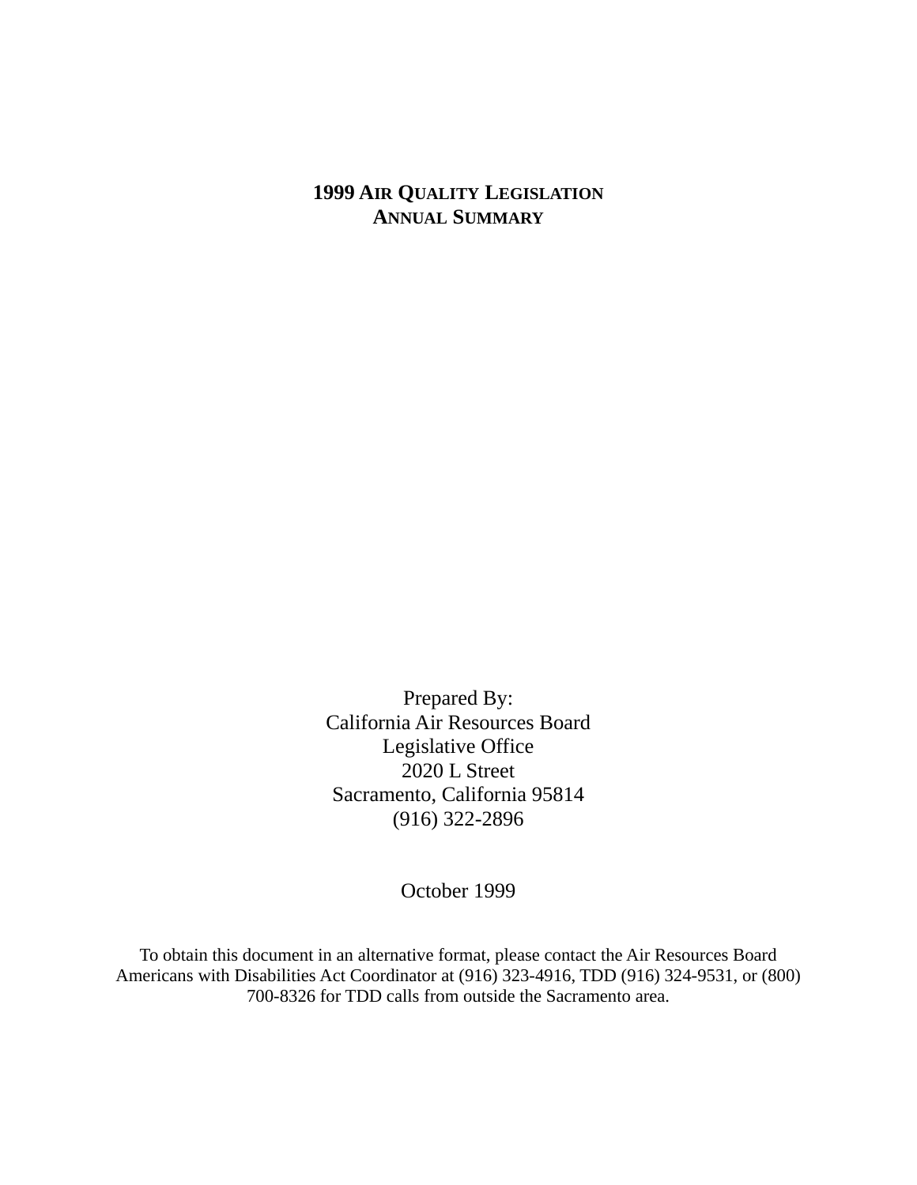# 1999 AIR QUALITY LEGISLATION
# ANNUAL SUMMARY

Prepared By:
California Air Resources Board
Legislative Office
2020 L Street
Sacramento, California 95814
(916) 322-2896

October 1999

To obtain this document in an alternative format, please contact the Air Resources Board Americans with Disabilities Act Coordinator at (916) 323-4916, TDD (916) 324-9531, or (800) 700-8326 for TDD calls from outside the Sacramento area.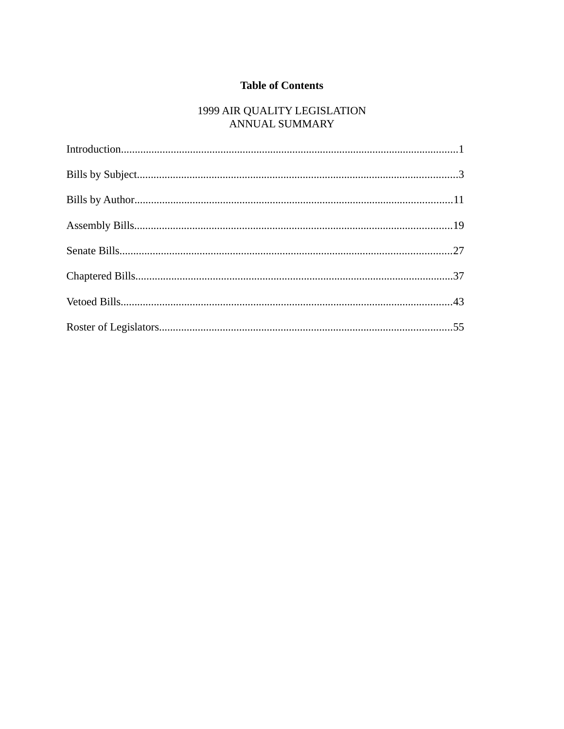# Table of Contents

1999 AIR QUALITY LEGISLATION
ANNUAL SUMMARY

Introduction........................................................................................................................1

Bills by Subject...................................................................................................................3

Bills by Author..................................................................................................................11

Assembly Bills..................................................................................................................19

Senate Bills.......................................................................................................................27

Chaptered Bills..................................................................................................................37

Vetoed Bills.......................................................................................................................43

Roster of Legislators.........................................................................................................55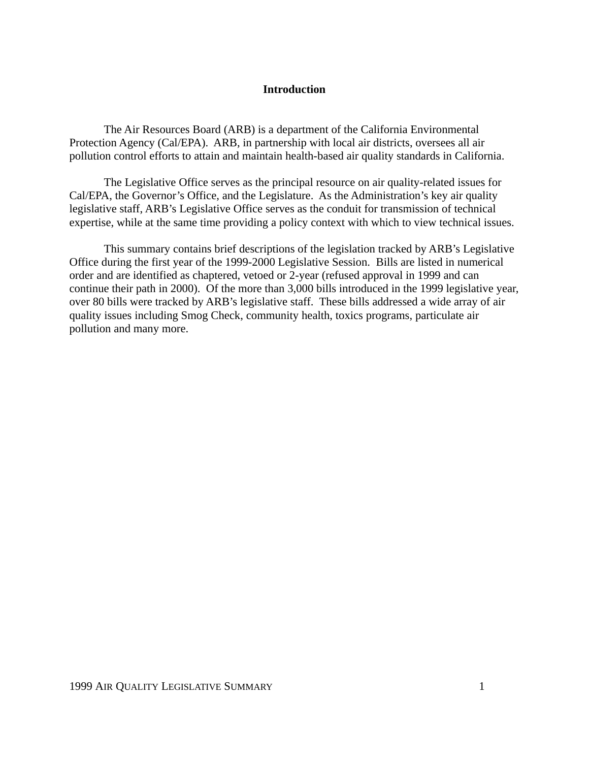# Introduction

The Air Resources Board (ARB) is a department of the California Environmental Protection Agency (Cal/EPA). ARB, in partnership with local air districts, oversees all air pollution control efforts to attain and maintain health-based air quality standards in California.

The Legislative Office serves as the principal resource on air quality-related issues for Cal/EPA, the Governor's Office, and the Legislature. As the Administration's key air quality legislative staff, ARB's Legislative Office serves as the conduit for transmission of technical expertise, while at the same time providing a policy context with which to view technical issues.

This summary contains brief descriptions of the legislation tracked by ARB's Legislative Office during the first year of the 1999-2000 Legislative Session. Bills are listed in numerical order and are identified as chaptered, vetoed or 2-year (refused approval in 1999 and can continue their path in 2000). Of the more than 3,000 bills introduced in the 1999 legislative year, over 80 bills were tracked by ARB's legislative staff. These bills addressed a wide array of air quality issues including Smog Check, community health, toxics programs, particulate air pollution and many more.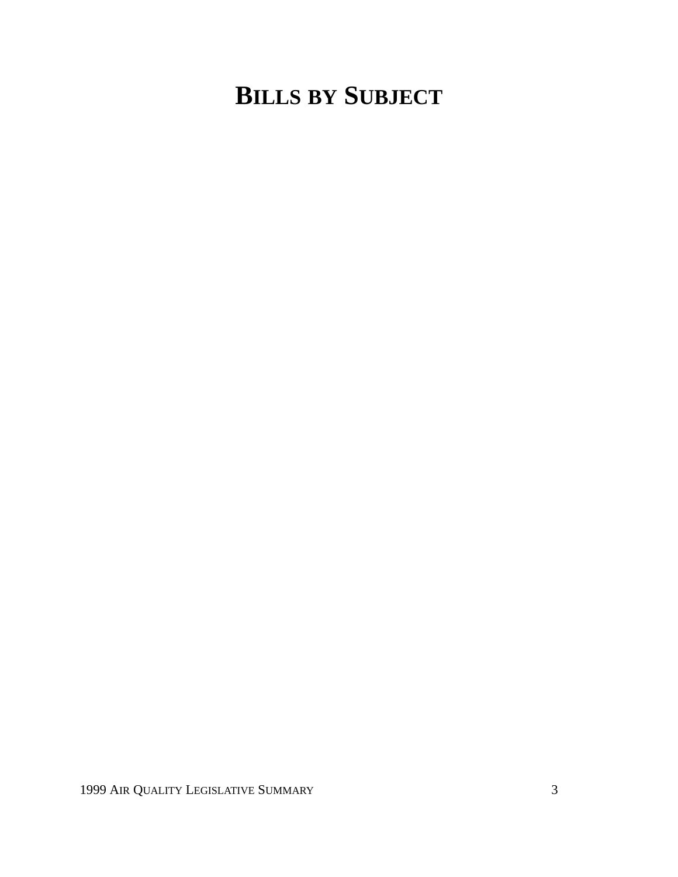# BILLS BY SUBJECT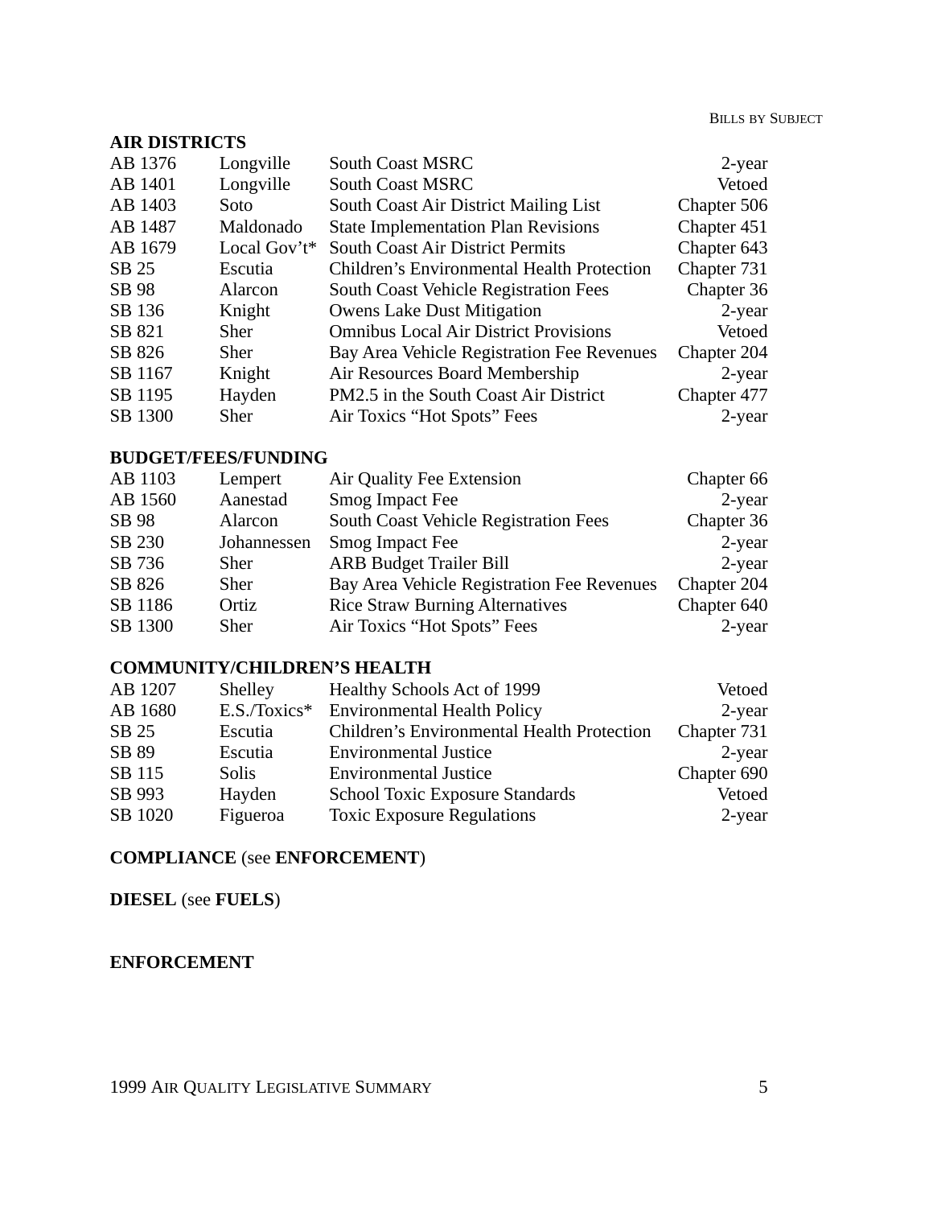**AIR DISTRICTS**

| | | | |
|---|---|---|---|
| AB 1376 | Longville | South Coast MSRC | 2-year |
| AB 1401 | Longville | South Coast MSRC | Vetoed |
| AB 1403 | Soto | South Coast Air District Mailing List | Chapter 506 |
| AB 1487 | Maldonado | State Implementation Plan Revisions | Chapter 451 |
| AB 1679 | Local Gov't* | South Coast Air District Permits | Chapter 643 |
| SB 25 | Escutia | Children's Environmental Health Protection | Chapter 731 |
| SB 98 | Alarcon | South Coast Vehicle Registration Fees | Chapter 36 |
| SB 136 | Knight | Owens Lake Dust Mitigation | 2-year |
| SB 821 | Sher | Omnibus Local Air District Provisions | Vetoed |
| SB 826 | Sher | Bay Area Vehicle Registration Fee Revenues | Chapter 204 |
| SB 1167 | Knight | Air Resources Board Membership | 2-year |
| SB 1195 | Hayden | PM2.5 in the South Coast Air District | Chapter 477 |
| SB 1300 | Sher | Air Toxics "Hot Spots" Fees | 2-year |

**BUDGET/FEES/FUNDING**

| | | | |
|---|---|---|---|
| AB 1103 | Lempert | Air Quality Fee Extension | Chapter 66 |
| AB 1560 | Aanestad | Smog Impact Fee | 2-year |
| SB 98 | Alarcon | South Coast Vehicle Registration Fees | Chapter 36 |
| SB 230 | Johannessen | Smog Impact Fee | 2-year |
| SB 736 | Sher | ARB Budget Trailer Bill | 2-year |
| SB 826 | Sher | Bay Area Vehicle Registration Fee Revenues | Chapter 204 |
| SB 1186 | Ortiz | Rice Straw Burning Alternatives | Chapter 640 |
| SB 1300 | Sher | Air Toxics "Hot Spots" Fees | 2-year |

**COMMUNITY/CHILDREN'S HEALTH**

| | | | |
|---|---|---|---|
| AB 1207 | Shelley | Healthy Schools Act of 1999 | Vetoed |
| AB 1680 | E.S./Toxics* | Environmental Health Policy | 2-year |
| SB 25 | Escutia | Children's Environmental Health Protection | Chapter 731 |
| SB 89 | Escutia | Environmental Justice | 2-year |
| SB 115 | Solis | Environmental Justice | Chapter 690 |
| SB 993 | Hayden | School Toxic Exposure Standards | Vetoed |
| SB 1020 | Figueroa | Toxic Exposure Regulations | 2-year |

**COMPLIANCE** (see **ENFORCEMENT**)

**DIESEL** (see **FUELS**)

**ENFORCEMENT**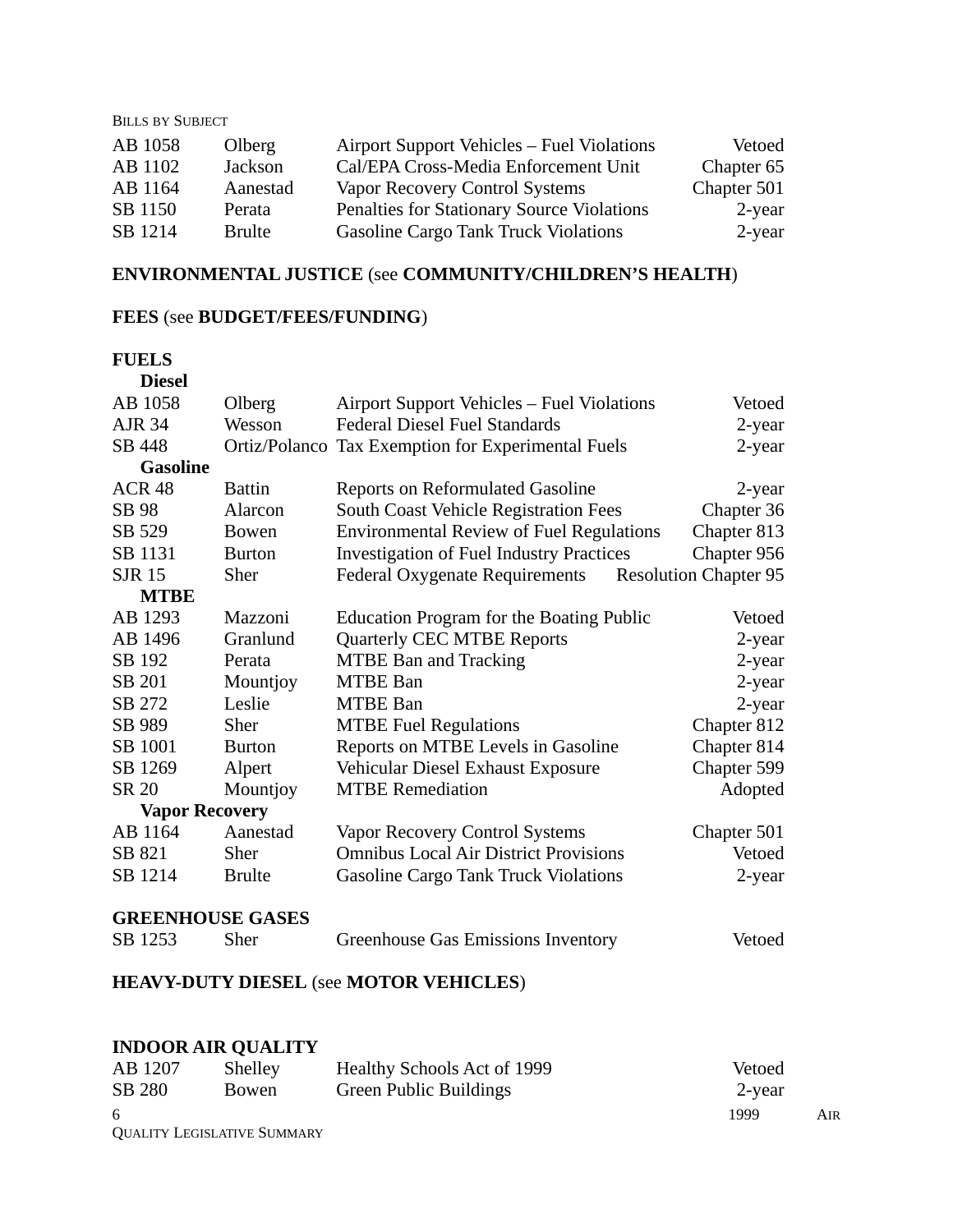| | | | |
|---|---|---|---|
| AB 1058 | Olberg | Airport Support Vehicles – Fuel Violations | Vetoed |
| AB 1102 | Jackson | Cal/EPA Cross-Media Enforcement Unit | Chapter 65 |
| AB 1164 | Aanestad | Vapor Recovery Control Systems | Chapter 501 |
| SB 1150 | Perata | Penalties for Stationary Source Violations | 2-year |
| SB 1214 | Brulte | Gasoline Cargo Tank Truck Violations | 2-year |

**ENVIRONMENTAL JUSTICE** (see **COMMUNITY/CHILDREN'S HEALTH**)

**FEES** (see **BUDGET/FEES/FUNDING**)

**FUELS**

**Diesel**

| | | | |
|---|---|---|---|
| AB 1058 | Olberg | Airport Support Vehicles – Fuel Violations | Vetoed |
| AJR 34 | Wesson | Federal Diesel Fuel Standards | 2-year |
| SB 448 | Ortiz/Polanco | Tax Exemption for Experimental Fuels | 2-year |

**Gasoline**

| | | | |
|---|---|---|---|
| ACR 48 | Battin | Reports on Reformulated Gasoline | 2-year |
| SB 98 | Alarcon | South Coast Vehicle Registration Fees | Chapter 36 |
| SB 529 | Bowen | Environmental Review of Fuel Regulations | Chapter 813 |
| SB 1131 | Burton | Investigation of Fuel Industry Practices | Chapter 956 |
| SJR 15 | Sher | Federal Oxygenate Requirements | Resolution Chapter 95 |

**MTBE**

| | | | |
|---|---|---|---|
| AB 1293 | Mazzoni | Education Program for the Boating Public | Vetoed |
| AB 1496 | Granlund | Quarterly CEC MTBE Reports | 2-year |
| SB 192 | Perata | MTBE Ban and Tracking | 2-year |
| SB 201 | Mountjoy | MTBE Ban | 2-year |
| SB 272 | Leslie | MTBE Ban | 2-year |
| SB 989 | Sher | MTBE Fuel Regulations | Chapter 812 |
| SB 1001 | Burton | Reports on MTBE Levels in Gasoline | Chapter 814 |
| SB 1269 | Alpert | Vehicular Diesel Exhaust Exposure | Chapter 599 |
| SR 20 | Mountjoy | MTBE Remediation | Adopted |

**Vapor Recovery**

| | | | |
|---|---|---|---|
| AB 1164 | Aanestad | Vapor Recovery Control Systems | Chapter 501 |
| SB 821 | Sher | Omnibus Local Air District Provisions | Vetoed |
| SB 1214 | Brulte | Gasoline Cargo Tank Truck Violations | 2-year |

**GREENHOUSE GASES**

| | | | |
|---|---|---|---|
| SB 1253 | Sher | Greenhouse Gas Emissions Inventory | Vetoed |

**HEAVY-DUTY DIESEL** (see **MOTOR VEHICLES**)

**INDOOR AIR QUALITY**

| | | | |
|---|---|---|---|
| AB 1207 | Shelley | Healthy Schools Act of 1999 | Vetoed |
| SB 280 | Bowen | Green Public Buildings | 2-year |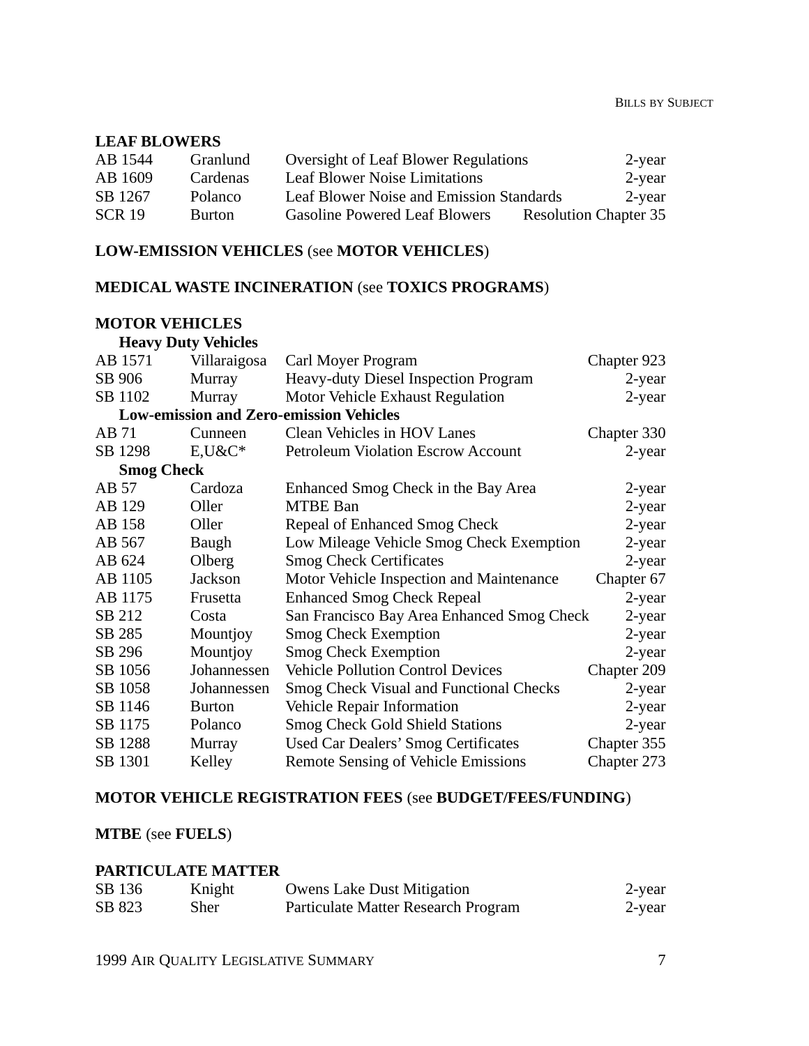**LEAF BLOWERS**

| | | | |
|---|---|---|---|
| AB 1544 | Granlund | Oversight of Leaf Blower Regulations | 2-year |
| AB 1609 | Cardenas | Leaf Blower Noise Limitations | 2-year |
| SB 1267 | Polanco | Leaf Blower Noise and Emission Standards | 2-year |
| SCR 19 | Burton | Gasoline Powered Leaf Blowers | Resolution Chapter 35 |

**LOW-EMISSION VEHICLES** (see **MOTOR VEHICLES**)

**MEDICAL WASTE INCINERATION** (see **TOXICS PROGRAMS**)

**MOTOR VEHICLES**

| | | | |
|---|---|---|---|
| **Heavy Duty Vehicles** | | | |
| AB 1571 | Villaraigosa | Carl Moyer Program | Chapter 923 |
| SB 906 | Murray | Heavy-duty Diesel Inspection Program | 2-year |
| SB 1102 | Murray | Motor Vehicle Exhaust Regulation | 2-year |
| **Low-emission and Zero-emission Vehicles** | | | |
| AB 71 | Cunneen | Clean Vehicles in HOV Lanes | Chapter 330 |
| SB 1298 | E,U&C* | Petroleum Violation Escrow Account | 2-year |
| **Smog Check** | | | |
| AB 57 | Cardoza | Enhanced Smog Check in the Bay Area | 2-year |
| AB 129 | Oller | MTBE Ban | 2-year |
| AB 158 | Oller | Repeal of Enhanced Smog Check | 2-year |
| AB 567 | Baugh | Low Mileage Vehicle Smog Check Exemption | 2-year |
| AB 624 | Olberg | Smog Check Certificates | 2-year |
| AB 1105 | Jackson | Motor Vehicle Inspection and Maintenance | Chapter 67 |
| AB 1175 | Frusetta | Enhanced Smog Check Repeal | 2-year |
| SB 212 | Costa | San Francisco Bay Area Enhanced Smog Check | 2-year |
| SB 285 | Mountjoy | Smog Check Exemption | 2-year |
| SB 296 | Mountjoy | Smog Check Exemption | 2-year |
| SB 1056 | Johannessen | Vehicle Pollution Control Devices | Chapter 209 |
| SB 1058 | Johannessen | Smog Check Visual and Functional Checks | 2-year |
| SB 1146 | Burton | Vehicle Repair Information | 2-year |
| SB 1175 | Polanco | Smog Check Gold Shield Stations | 2-year |
| SB 1288 | Murray | Used Car Dealers' Smog Certificates | Chapter 355 |
| SB 1301 | Kelley | Remote Sensing of Vehicle Emissions | Chapter 273 |

**MOTOR VEHICLE REGISTRATION FEES** (see **BUDGET/FEES/FUNDING**)

**MTBE** (see **FUELS**)

**PARTICULATE MATTER**

| | | | |
|---|---|---|---|
| SB 136 | Knight | Owens Lake Dust Mitigation | 2-year |
| SB 823 | Sher | Particulate Matter Research Program | 2-year |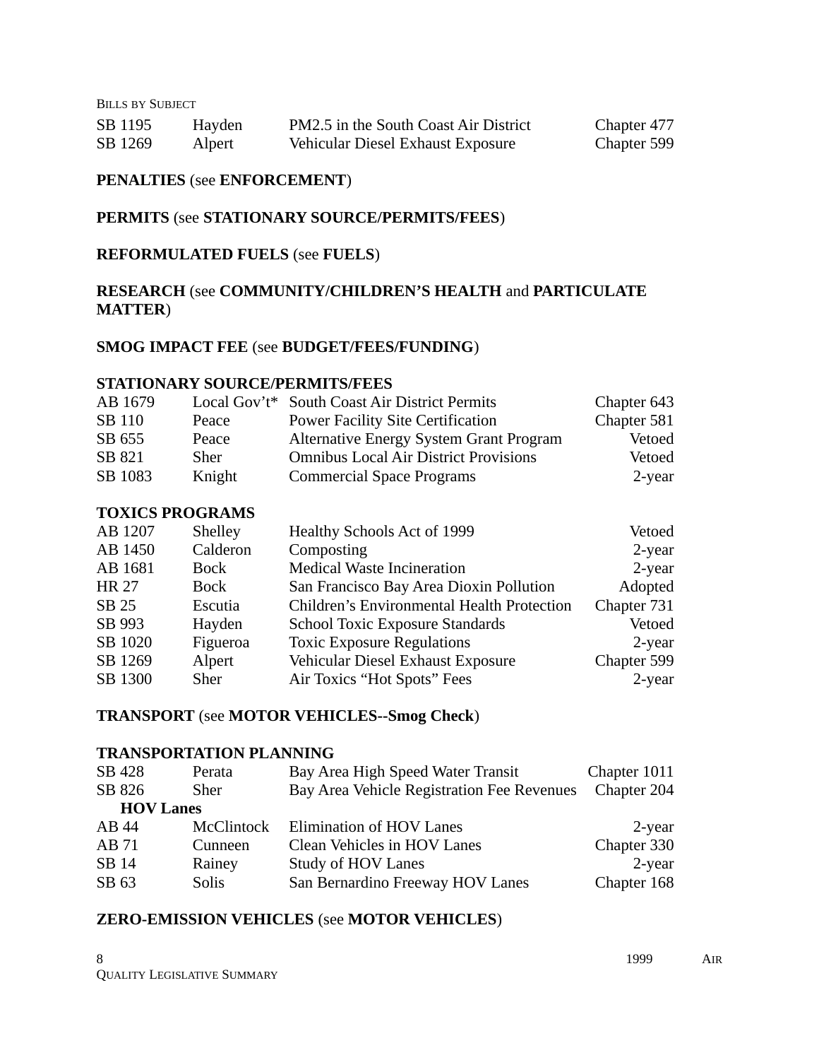| | | | |
|---|---|---|---|
| SB 1195 | Hayden | PM2.5 in the South Coast Air District | Chapter 477 |
| SB 1269 | Alpert | Vehicular Diesel Exhaust Exposure | Chapter 599 |

**PENALTIES** (see **ENFORCEMENT**)

**PERMITS** (see **STATIONARY SOURCE/PERMITS/FEES**)

**REFORMULATED FUELS** (see **FUELS**)

**RESEARCH** (see **COMMUNITY/CHILDREN'S HEALTH** and **PARTICULATE MATTER**)

**SMOG IMPACT FEE** (see **BUDGET/FEES/FUNDING**)

**STATIONARY SOURCE/PERMITS/FEES**

| | | | |
|---|---|---|---|
| AB 1679 | Local Gov't* | South Coast Air District Permits | Chapter 643 |
| SB 110 | Peace | Power Facility Site Certification | Chapter 581 |
| SB 655 | Peace | Alternative Energy System Grant Program | Vetoed |
| SB 821 | Sher | Omnibus Local Air District Provisions | Vetoed |
| SB 1083 | Knight | Commercial Space Programs | 2-year |

**TOXICS PROGRAMS**

| | | | |
|---|---|---|---|
| AB 1207 | Shelley | Healthy Schools Act of 1999 | Vetoed |
| AB 1450 | Calderon | Composting | 2-year |
| AB 1681 | Bock | Medical Waste Incineration | 2-year |
| HR 27 | Bock | San Francisco Bay Area Dioxin Pollution | Adopted |
| SB 25 | Escutia | Children's Environmental Health Protection | Chapter 731 |
| SB 993 | Hayden | School Toxic Exposure Standards | Vetoed |
| SB 1020 | Figueroa | Toxic Exposure Regulations | 2-year |
| SB 1269 | Alpert | Vehicular Diesel Exhaust Exposure | Chapter 599 |
| SB 1300 | Sher | Air Toxics "Hot Spots" Fees | 2-year |

**TRANSPORT** (see **MOTOR VEHICLES--Smog Check**)

**TRANSPORTATION PLANNING**

| | | | |
|---|---|---|---|
| SB 428 | Perata | Bay Area High Speed Water Transit | Chapter 1011 |
| SB 826 | Sher | Bay Area Vehicle Registration Fee Revenues | Chapter 204 |
| **HOV Lanes** | | | |
| AB 44 | McClintock | Elimination of HOV Lanes | 2-year |
| AB 71 | Cunneen | Clean Vehicles in HOV Lanes | Chapter 330 |
| SB 14 | Rainey | Study of HOV Lanes | 2-year |
| SB 63 | Solis | San Bernardino Freeway HOV Lanes | Chapter 168 |

**ZERO-EMISSION VEHICLES** (see **MOTOR VEHICLES**)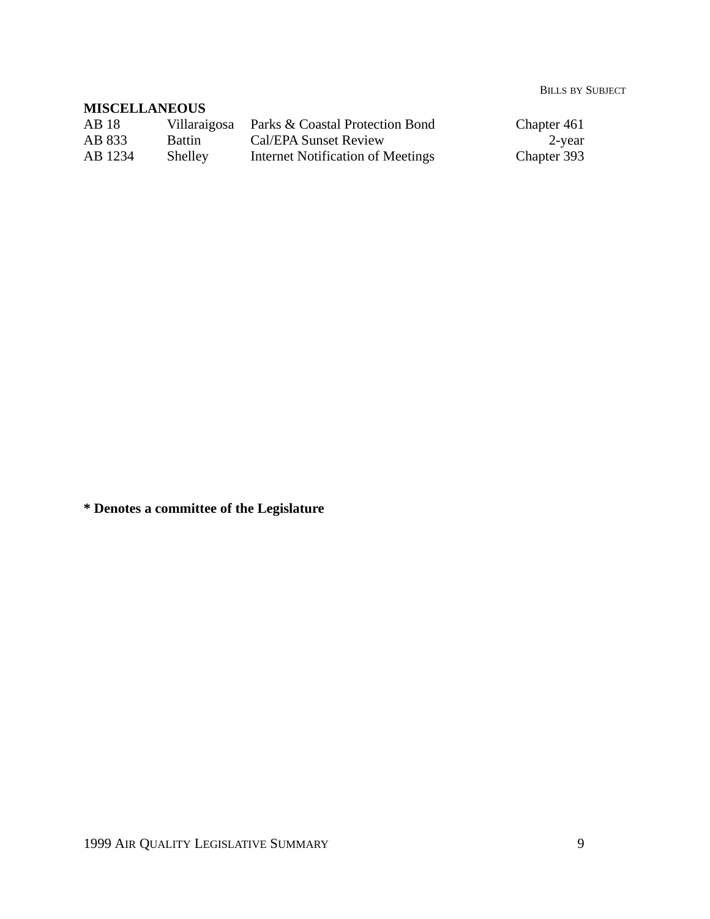**MISCELLANEOUS**

| | | | |
|---|---|---|---|
| AB 18 | Villaraigosa | Parks & Coastal Protection Bond | Chapter 461 |
| AB 833 | Battin | Cal/EPA Sunset Review | 2-year |
| AB 1234 | Shelley | Internet Notification of Meetings | Chapter 393 |

**\* Denotes a committee of the Legislature**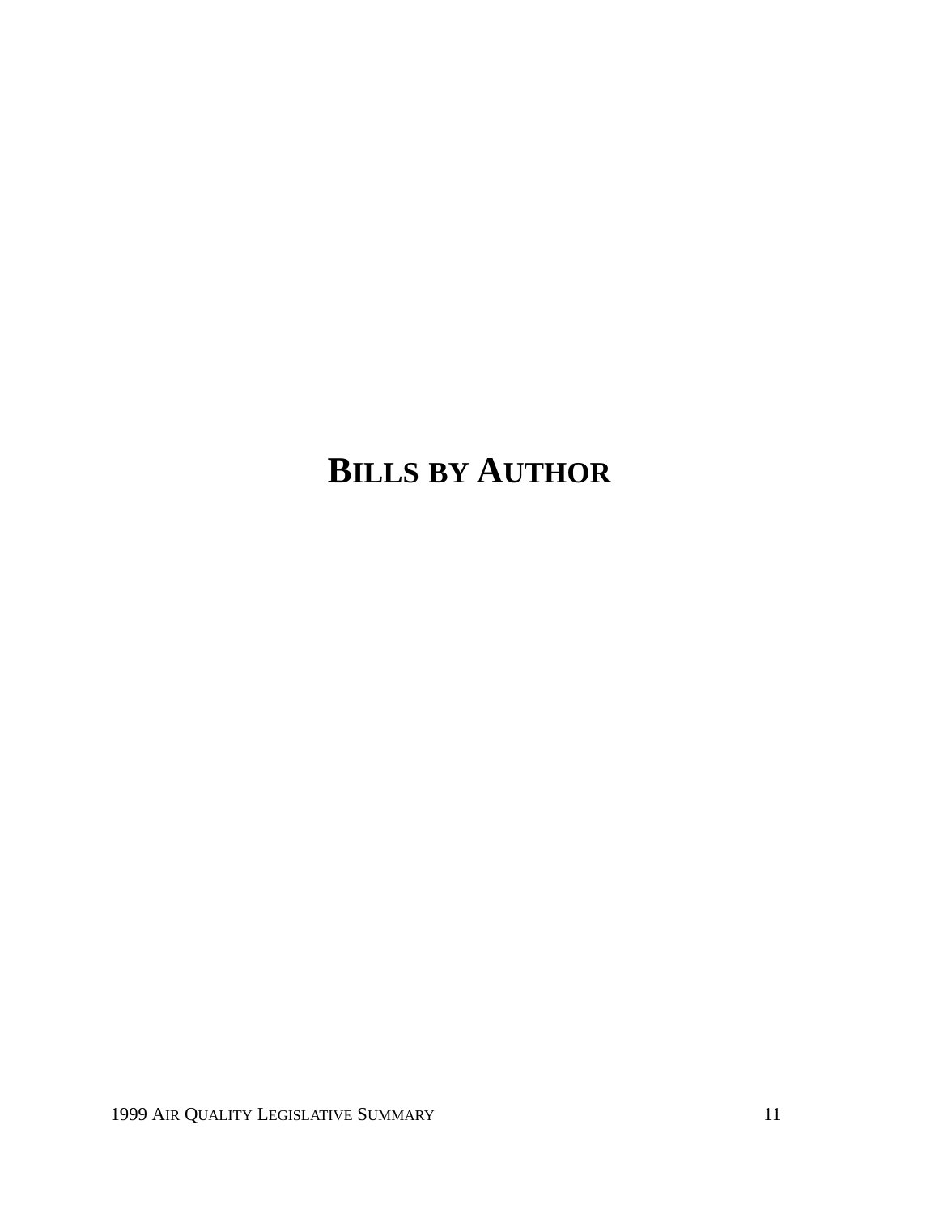# BILLS BY AUTHOR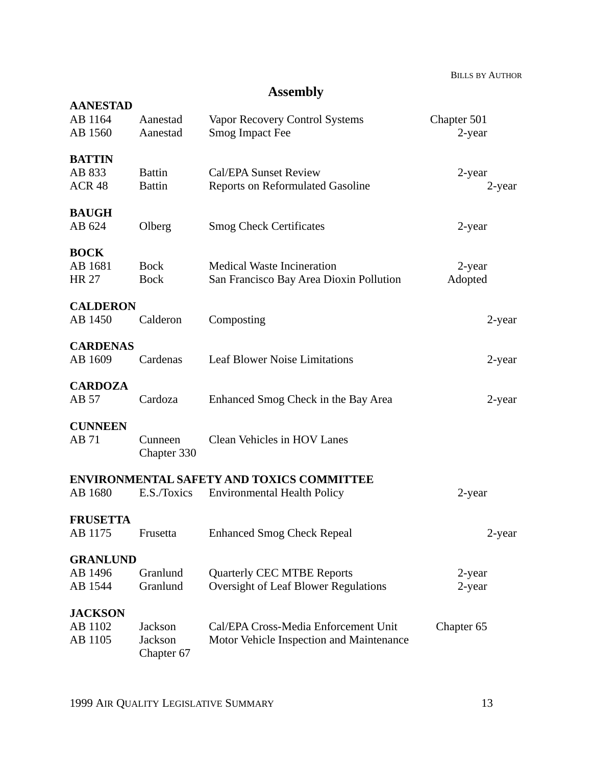## Assembly

**AANESTAD**

| | | | |
|---|---|---|---|
| AB 1164 | Aanestad | Vapor Recovery Control Systems | Chapter 501 |
| AB 1560 | Aanestad | Smog Impact Fee | 2-year |

**BATTIN**

| | | | |
|---|---|---|---|
| AB 833 | Battin | Cal/EPA Sunset Review | 2-year |
| ACR 48 | Battin | Reports on Reformulated Gasoline | 2-year |

**BAUGH**

| | | | |
|---|---|---|---|
| AB 624 | Olberg | Smog Check Certificates | 2-year |

**BOCK**

| | | | |
|---|---|---|---|
| AB 1681 | Bock | Medical Waste Incineration | 2-year |
| HR 27 | Bock | San Francisco Bay Area Dioxin Pollution | Adopted |

**CALDERON**

| | | | |
|---|---|---|---|
| AB 1450 | Calderon | Composting | 2-year |

**CARDENAS**

| | | | |
|---|---|---|---|
| AB 1609 | Cardenas | Leaf Blower Noise Limitations | 2-year |

**CARDOZA**

| | | | |
|---|---|---|---|
| AB 57 | Cardoza | Enhanced Smog Check in the Bay Area | 2-year |

**CUNNEEN**

| | | | |
|---|---|---|---|
| AB 71 | Cunneen | Clean Vehicles in HOV Lanes | Chapter 330 |

**ENVIRONMENTAL SAFETY AND TOXICS COMMITTEE**

| | | | |
|---|---|---|---|
| AB 1680 | E.S./Toxics | Environmental Health Policy | 2-year |

**FRUSETTA**

| | | | |
|---|---|---|---|
| AB 1175 | Frusetta | Enhanced Smog Check Repeal | 2-year |

**GRANLUND**

| | | | |
|---|---|---|---|
| AB 1496 | Granlund | Quarterly CEC MTBE Reports | 2-year |
| AB 1544 | Granlund | Oversight of Leaf Blower Regulations | 2-year |

**JACKSON**

| | | | |
|---|---|---|---|
| AB 1102 | Jackson | Cal/EPA Cross-Media Enforcement Unit | Chapter 65 |
| AB 1105 | Jackson | Motor Vehicle Inspection and Maintenance | Chapter 67 |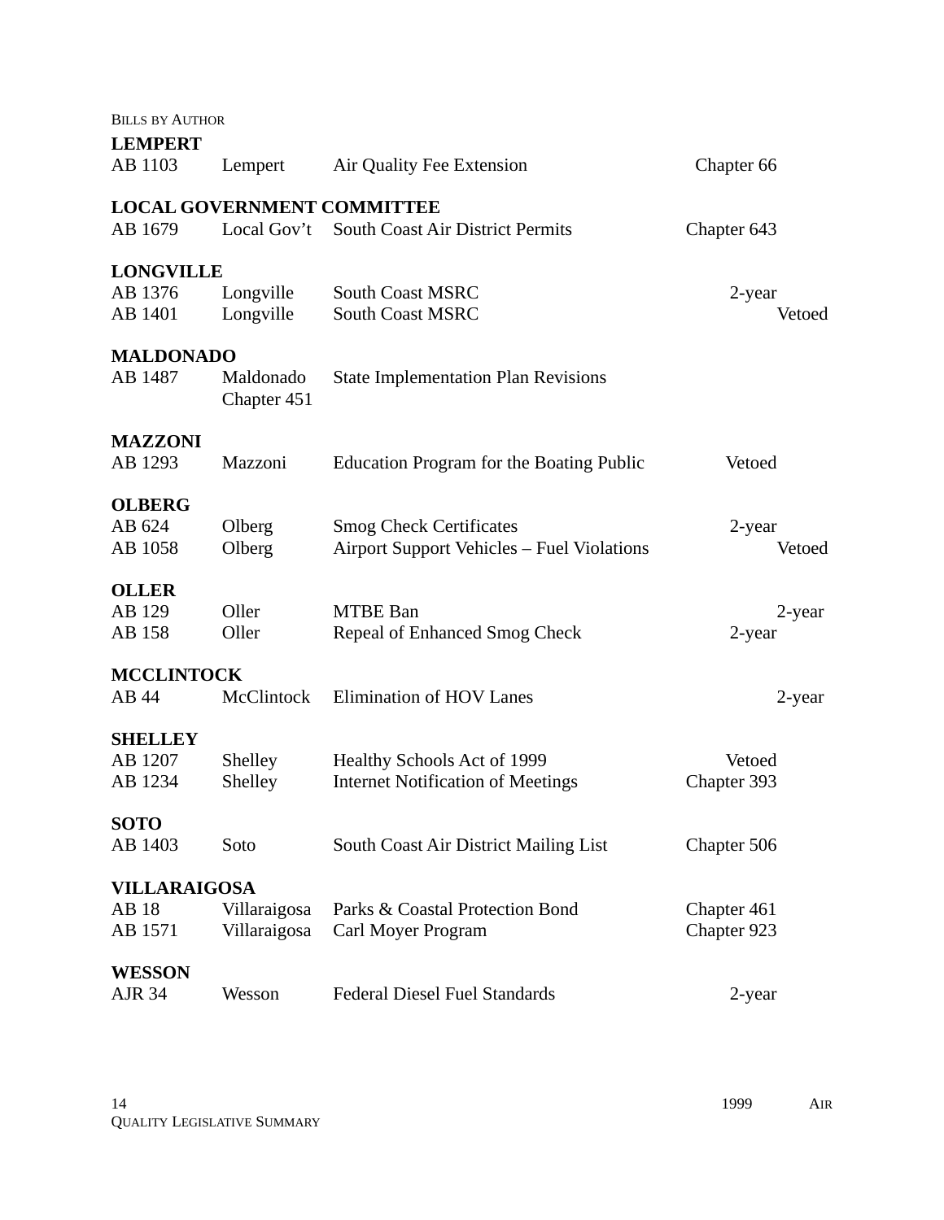BILLS BY AUTHOR

**LEMPERT**

| | | | |
|---|---|---|---|
| AB 1103 | Lempert | Air Quality Fee Extension | Chapter 66 |

**LOCAL GOVERNMENT COMMITTEE**

| | | | |
|---|---|---|---|
| AB 1679 | Local Gov't | South Coast Air District Permits | Chapter 643 |

**LONGVILLE**

| | | | |
|---|---|---|---|
| AB 1376 | Longville | South Coast MSRC | 2-year |
| AB 1401 | Longville | South Coast MSRC | Vetoed |

**MALDONADO**

| | | | |
|---|---|---|---|
| AB 1487 | Maldonado | State Implementation Plan Revisions | Chapter 451 |

**MAZZONI**

| | | | |
|---|---|---|---|
| AB 1293 | Mazzoni | Education Program for the Boating Public | Vetoed |

**OLBERG**

| | | | |
|---|---|---|---|
| AB 624 | Olberg | Smog Check Certificates | 2-year |
| AB 1058 | Olberg | Airport Support Vehicles – Fuel Violations | Vetoed |

**OLLER**

| | | | |
|---|---|---|---|
| AB 129 | Oller | MTBE Ban | 2-year |
| AB 158 | Oller | Repeal of Enhanced Smog Check | 2-year |

**MCCLINTOCK**

| | | | |
|---|---|---|---|
| AB 44 | McClintock | Elimination of HOV Lanes | 2-year |

**SHELLEY**

| | | | |
|---|---|---|---|
| AB 1207 | Shelley | Healthy Schools Act of 1999 | Vetoed |
| AB 1234 | Shelley | Internet Notification of Meetings | Chapter 393 |

**SOTO**

| | | | |
|---|---|---|---|
| AB 1403 | Soto | South Coast Air District Mailing List | Chapter 506 |

**VILLARAIGOSA**

| | | | |
|---|---|---|---|
| AB 18 | Villaraigosa | Parks & Coastal Protection Bond | Chapter 461 |
| AB 1571 | Villaraigosa | Carl Moyer Program | Chapter 923 |

**WESSON**

| | | | |
|---|---|---|---|
| AJR 34 | Wesson | Federal Diesel Fuel Standards | 2-year |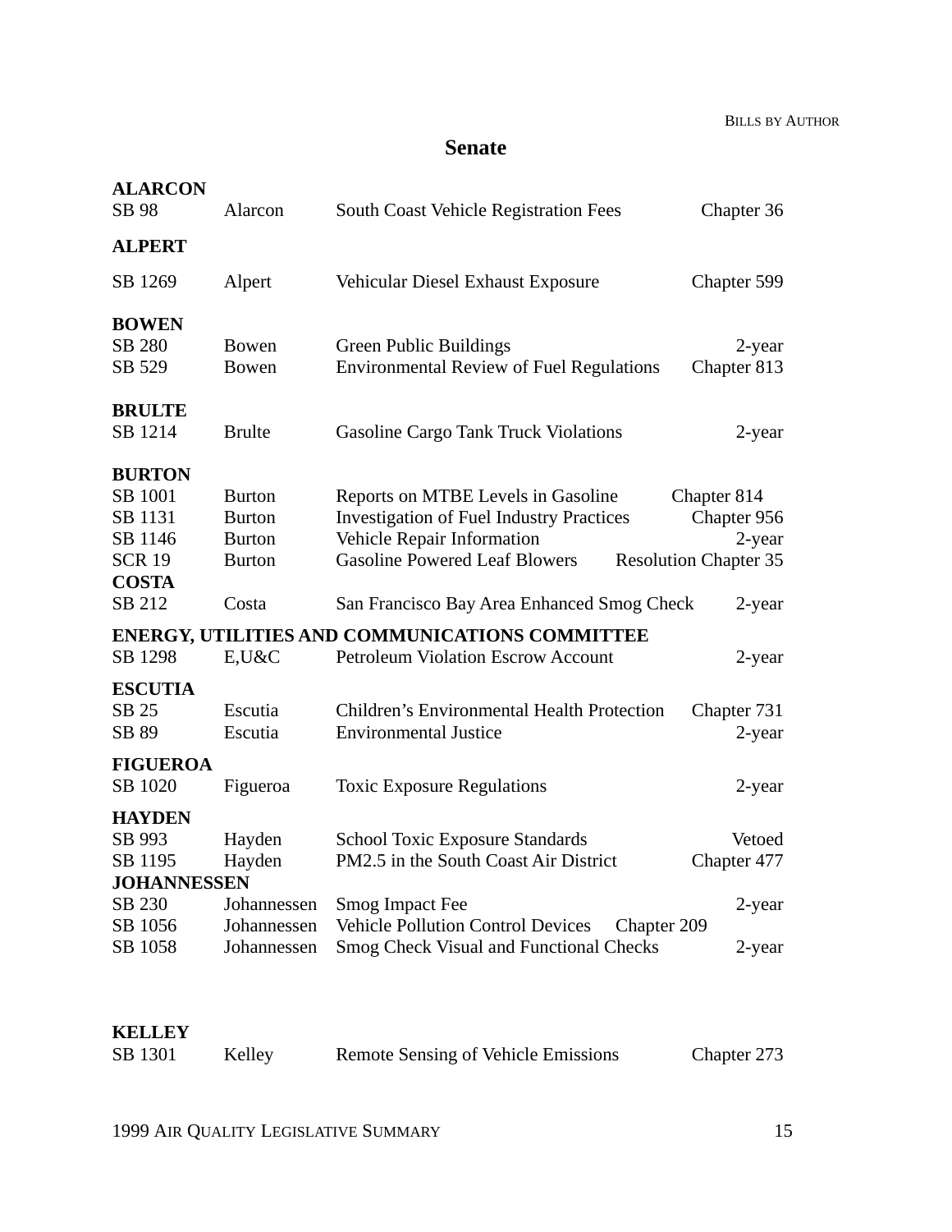## Senate

**ALARCON**

| | | | |
|---|---|---|---|
| SB 98 | Alarcon | South Coast Vehicle Registration Fees | Chapter 36 |

**ALPERT**

| | | | |
|---|---|---|---|
| SB 1269 | Alpert | Vehicular Diesel Exhaust Exposure | Chapter 599 |

**BOWEN**

| | | | |
|---|---|---|---|
| SB 280 | Bowen | Green Public Buildings | 2-year |
| SB 529 | Bowen | Environmental Review of Fuel Regulations | Chapter 813 |

**BRULTE**

| | | | |
|---|---|---|---|
| SB 1214 | Brulte | Gasoline Cargo Tank Truck Violations | 2-year |

**BURTON**

| | | | |
|---|---|---|---|
| SB 1001 | Burton | Reports on MTBE Levels in Gasoline | Chapter 814 |
| SB 1131 | Burton | Investigation of Fuel Industry Practices | Chapter 956 |
| SB 1146 | Burton | Vehicle Repair Information | 2-year |
| SCR 19 | Burton | Gasoline Powered Leaf Blowers | Resolution Chapter 35 |

**COSTA**

| | | | |
|---|---|---|---|
| SB 212 | Costa | San Francisco Bay Area Enhanced Smog Check | 2-year |

**ENERGY, UTILITIES AND COMMUNICATIONS COMMITTEE**

| | | | |
|---|---|---|---|
| SB 1298 | E,U&C | Petroleum Violation Escrow Account | 2-year |

**ESCUTIA**

| | | | |
|---|---|---|---|
| SB 25 | Escutia | Children's Environmental Health Protection | Chapter 731 |
| SB 89 | Escutia | Environmental Justice | 2-year |

**FIGUEROA**

| | | | |
|---|---|---|---|
| SB 1020 | Figueroa | Toxic Exposure Regulations | 2-year |

**HAYDEN**

| | | | |
|---|---|---|---|
| SB 993 | Hayden | School Toxic Exposure Standards | Vetoed |
| SB 1195 | Hayden | PM2.5 in the South Coast Air District | Chapter 477 |

**JOHANNESSEN**

| | | | |
|---|---|---|---|
| SB 230 | Johannessen | Smog Impact Fee | 2-year |
| SB 1056 | Johannessen | Vehicle Pollution Control Devices | Chapter 209 |
| SB 1058 | Johannessen | Smog Check Visual and Functional Checks | 2-year |

**KELLEY**

| | | | |
|---|---|---|---|
| SB 1301 | Kelley | Remote Sensing of Vehicle Emissions | Chapter 273 |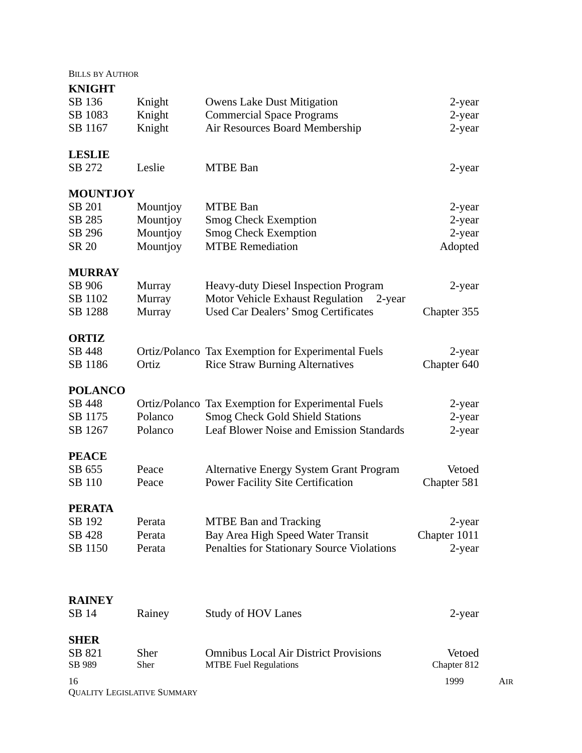BILLS BY AUTHOR

**KNIGHT**

| | | | |
|---|---|---|---|
| SB 136 | Knight | Owens Lake Dust Mitigation | 2-year |
| SB 1083 | Knight | Commercial Space Programs | 2-year |
| SB 1167 | Knight | Air Resources Board Membership | 2-year |

**LESLIE**

| | | | |
|---|---|---|---|
| SB 272 | Leslie | MTBE Ban | 2-year |

**MOUNTJOY**

| | | | |
|---|---|---|---|
| SB 201 | Mountjoy | MTBE Ban | 2-year |
| SB 285 | Mountjoy | Smog Check Exemption | 2-year |
| SB 296 | Mountjoy | Smog Check Exemption | 2-year |
| SR 20 | Mountjoy | MTBE Remediation | Adopted |

**MURRAY**

| | | | |
|---|---|---|---|
| SB 906 | Murray | Heavy-duty Diesel Inspection Program | 2-year |
| SB 1102 | Murray | Motor Vehicle Exhaust Regulation | 2-year |
| SB 1288 | Murray | Used Car Dealers' Smog Certificates | Chapter 355 |

**ORTIZ**

| | | | |
|---|---|---|---|
| SB 448 | Ortiz/Polanco | Tax Exemption for Experimental Fuels | 2-year |
| SB 1186 | Ortiz | Rice Straw Burning Alternatives | Chapter 640 |

**POLANCO**

| | | | |
|---|---|---|---|
| SB 448 | Ortiz/Polanco | Tax Exemption for Experimental Fuels | 2-year |
| SB 1175 | Polanco | Smog Check Gold Shield Stations | 2-year |
| SB 1267 | Polanco | Leaf Blower Noise and Emission Standards | 2-year |

**PEACE**

| | | | |
|---|---|---|---|
| SB 655 | Peace | Alternative Energy System Grant Program | Vetoed |
| SB 110 | Peace | Power Facility Site Certification | Chapter 581 |

**PERATA**

| | | | |
|---|---|---|---|
| SB 192 | Perata | MTBE Ban and Tracking | 2-year |
| SB 428 | Perata | Bay Area High Speed Water Transit | Chapter 1011 |
| SB 1150 | Perata | Penalties for Stationary Source Violations | 2-year |

**RAINEY**

| | | | |
|---|---|---|---|
| SB 14 | Rainey | Study of HOV Lanes | 2-year |

**SHER**

| | | | |
|---|---|---|---|
| SB 821 | Sher | Omnibus Local Air District Provisions | Vetoed |
| SB 989 | Sher | MTBE Fuel Regulations | Chapter 812 |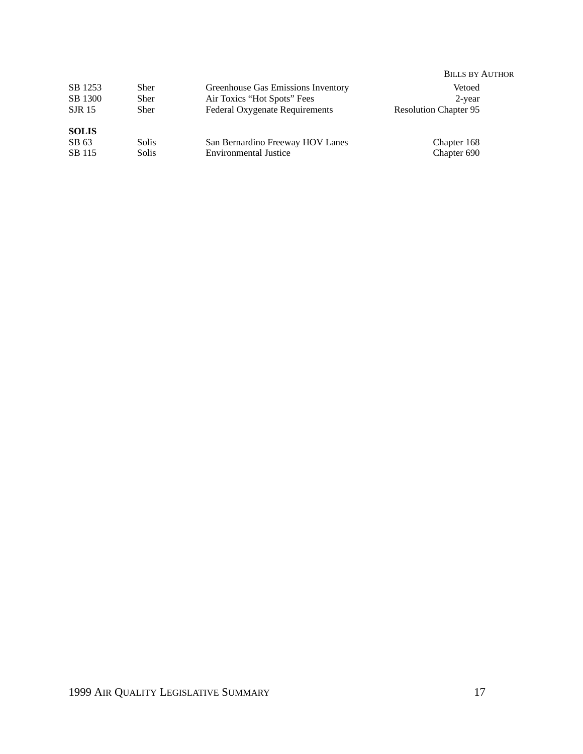| | | | |
|---|---|---|---|
| SB 1253 | Sher | Greenhouse Gas Emissions Inventory | Vetoed |
| SB 1300 | Sher | Air Toxics "Hot Spots" Fees | 2-year |
| SJR 15 | Sher | Federal Oxygenate Requirements | Resolution Chapter 95 |

**SOLIS**

| | | | |
|---|---|---|---|
| SB 63 | Solis | San Bernardino Freeway HOV Lanes | Chapter 168 |
| SB 115 | Solis | Environmental Justice | Chapter 690 |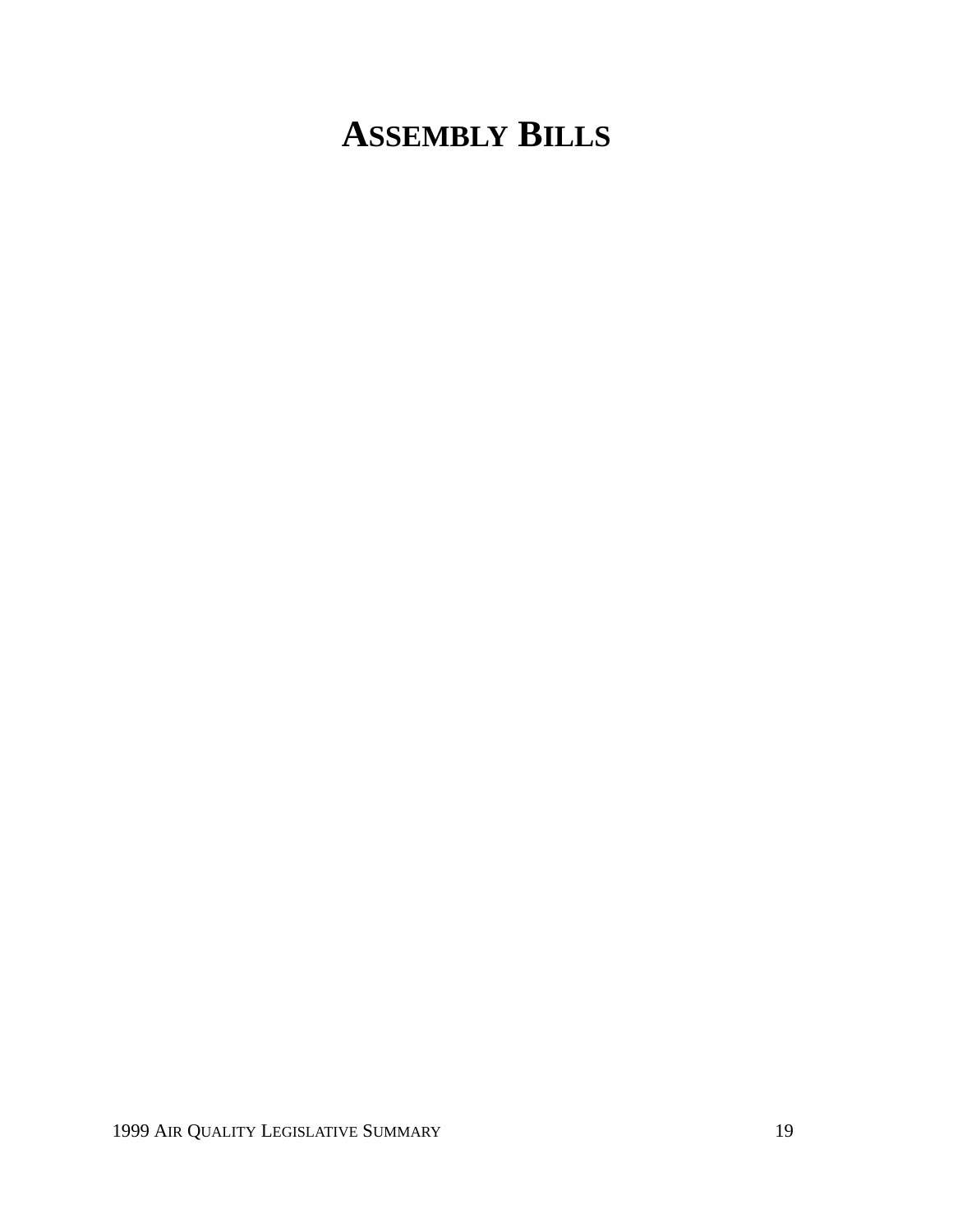# ASSEMBLY BILLS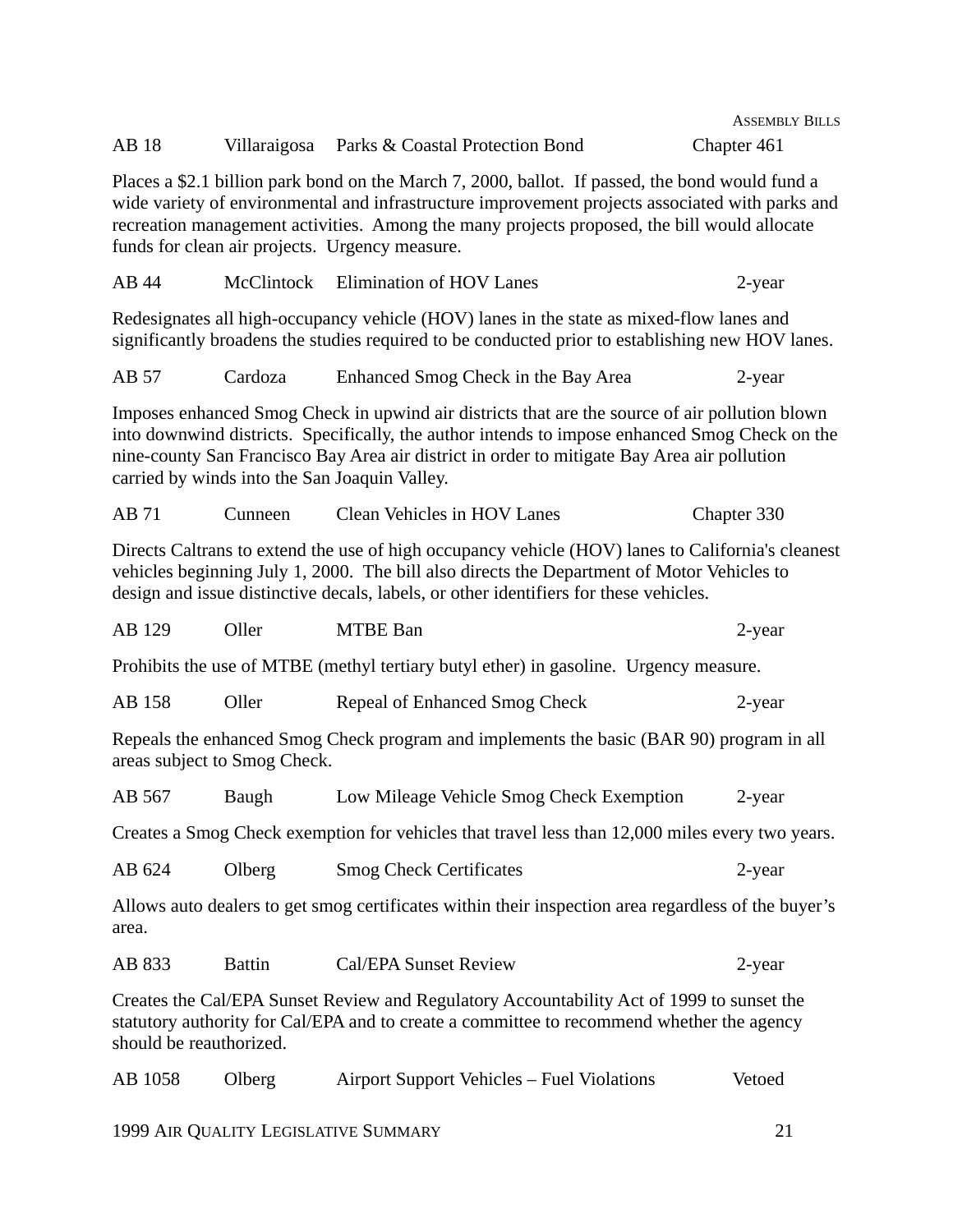AB 18	Villaraigosa	Parks & Coastal Protection Bond	Chapter 461

Places a $2.1 billion park bond on the March 7, 2000, ballot. If passed, the bond would fund a wide variety of environmental and infrastructure improvement projects associated with parks and recreation management activities. Among the many projects proposed, the bill would allocate funds for clean air projects. Urgency measure.

AB 44	McClintock	Elimination of HOV Lanes	2-year

Redesignates all high-occupancy vehicle (HOV) lanes in the state as mixed-flow lanes and significantly broadens the studies required to be conducted prior to establishing new HOV lanes.

AB 57	Cardoza	Enhanced Smog Check in the Bay Area	2-year

Imposes enhanced Smog Check in upwind air districts that are the source of air pollution blown into downwind districts. Specifically, the author intends to impose enhanced Smog Check on the nine-county San Francisco Bay Area air district in order to mitigate Bay Area air pollution carried by winds into the San Joaquin Valley.

AB 71	Cunneen	Clean Vehicles in HOV Lanes	Chapter 330

Directs Caltrans to extend the use of high occupancy vehicle (HOV) lanes to California's cleanest vehicles beginning July 1, 2000. The bill also directs the Department of Motor Vehicles to design and issue distinctive decals, labels, or other identifiers for these vehicles.

AB 129	Oller	MTBE Ban	2-year

Prohibits the use of MTBE (methyl tertiary butyl ether) in gasoline. Urgency measure.

AB 158	Oller	Repeal of Enhanced Smog Check	2-year

Repeals the enhanced Smog Check program and implements the basic (BAR 90) program in all areas subject to Smog Check.

AB 567	Baugh	Low Mileage Vehicle Smog Check Exemption	2-year

Creates a Smog Check exemption for vehicles that travel less than 12,000 miles every two years.

AB 624	Olberg	Smog Check Certificates	2-year

Allows auto dealers to get smog certificates within their inspection area regardless of the buyer's area.

AB 833	Battin	Cal/EPA Sunset Review	2-year

Creates the Cal/EPA Sunset Review and Regulatory Accountability Act of 1999 to sunset the statutory authority for Cal/EPA and to create a committee to recommend whether the agency should be reauthorized.

AB 1058	Olberg	Airport Support Vehicles – Fuel Violations	Vetoed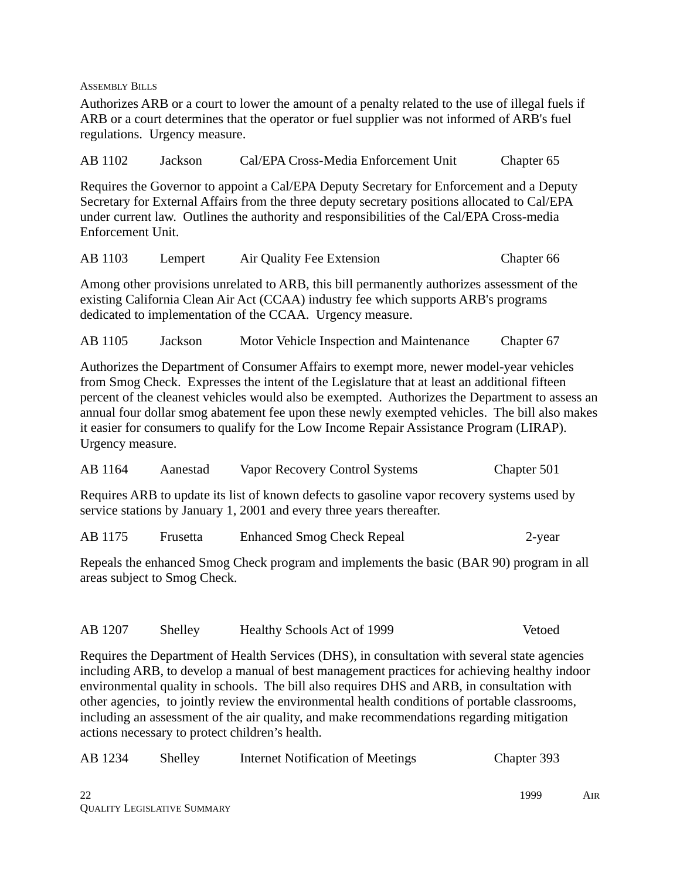Authorizes ARB or a court to lower the amount of a penalty related to the use of illegal fuels if ARB or a court determines that the operator or fuel supplier was not informed of ARB's fuel regulations. Urgency measure.

| AB 1102 | Jackson | Cal/EPA Cross-Media Enforcement Unit | Chapter 65 |
|---|---|---|---|

Requires the Governor to appoint a Cal/EPA Deputy Secretary for Enforcement and a Deputy Secretary for External Affairs from the three deputy secretary positions allocated to Cal/EPA under current law. Outlines the authority and responsibilities of the Cal/EPA Cross-media Enforcement Unit.

| AB 1103 | Lempert | Air Quality Fee Extension | Chapter 66 |
|---|---|---|---|

Among other provisions unrelated to ARB, this bill permanently authorizes assessment of the existing California Clean Air Act (CCAA) industry fee which supports ARB's programs dedicated to implementation of the CCAA. Urgency measure.

| AB 1105 | Jackson | Motor Vehicle Inspection and Maintenance | Chapter 67 |
|---|---|---|---|

Authorizes the Department of Consumer Affairs to exempt more, newer model-year vehicles from Smog Check. Expresses the intent of the Legislature that at least an additional fifteen percent of the cleanest vehicles would also be exempted. Authorizes the Department to assess an annual four dollar smog abatement fee upon these newly exempted vehicles. The bill also makes it easier for consumers to qualify for the Low Income Repair Assistance Program (LIRAP). Urgency measure.

| AB 1164 | Aanestad | Vapor Recovery Control Systems | Chapter 501 |
|---|---|---|---|

Requires ARB to update its list of known defects to gasoline vapor recovery systems used by service stations by January 1, 2001 and every three years thereafter.

| AB 1175 | Frusetta | Enhanced Smog Check Repeal | 2-year |
|---|---|---|---|

Repeals the enhanced Smog Check program and implements the basic (BAR 90) program in all areas subject to Smog Check.

| AB 1207 | Shelley | Healthy Schools Act of 1999 | Vetoed |
|---|---|---|---|

Requires the Department of Health Services (DHS), in consultation with several state agencies including ARB, to develop a manual of best management practices for achieving healthy indoor environmental quality in schools. The bill also requires DHS and ARB, in consultation with other agencies, to jointly review the environmental health conditions of portable classrooms, including an assessment of the air quality, and make recommendations regarding mitigation actions necessary to protect children's health.

| AB 1234 | Shelley | Internet Notification of Meetings | Chapter 393 |
|---|---|---|---|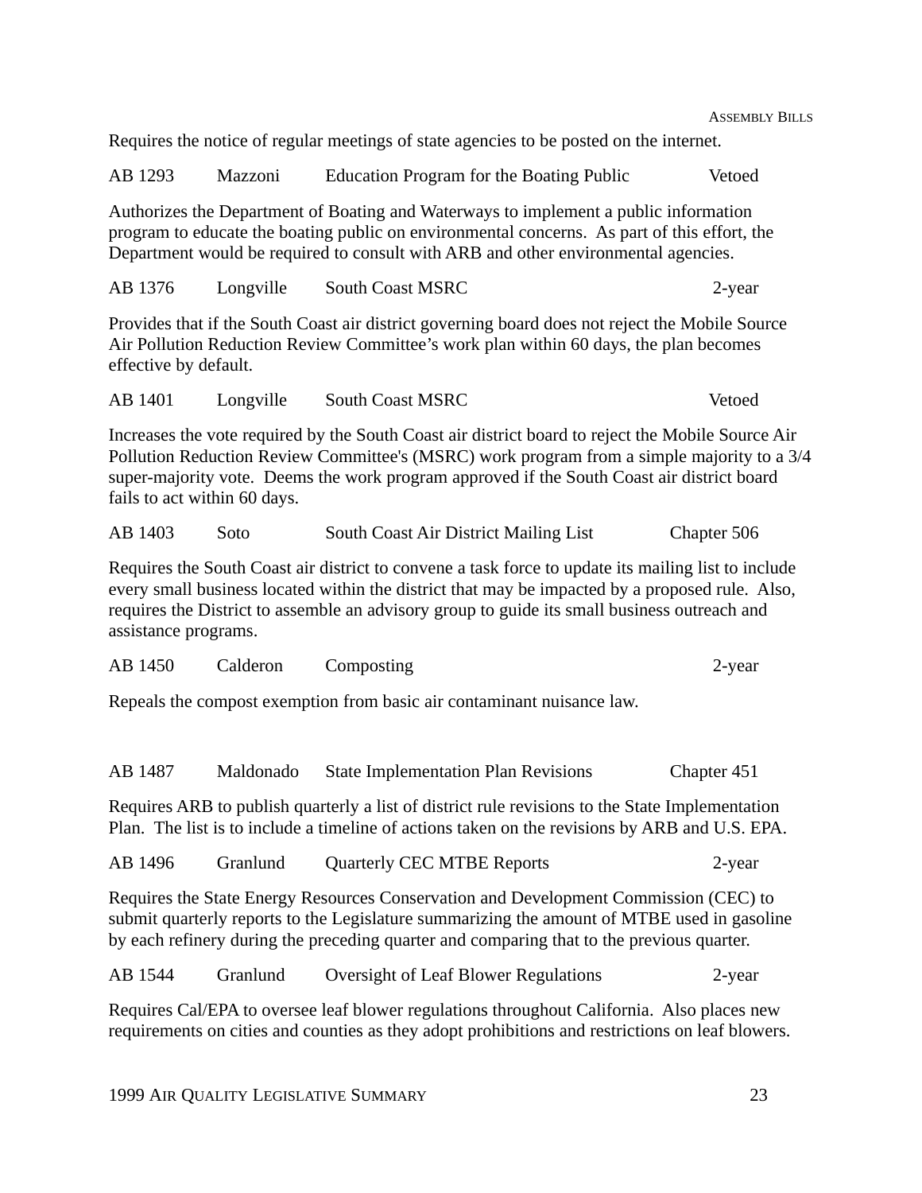Requires the notice of regular meetings of state agencies to be posted on the internet.

AB 1293 Mazzoni Education Program for the Boating Public Vetoed

Authorizes the Department of Boating and Waterways to implement a public information program to educate the boating public on environmental concerns. As part of this effort, the Department would be required to consult with ARB and other environmental agencies.

AB 1376 Longville South Coast MSRC 2-year

Provides that if the South Coast air district governing board does not reject the Mobile Source Air Pollution Reduction Review Committee's work plan within 60 days, the plan becomes effective by default.

AB 1401 Longville South Coast MSRC Vetoed

Increases the vote required by the South Coast air district board to reject the Mobile Source Air Pollution Reduction Review Committee's (MSRC) work program from a simple majority to a 3/4 super-majority vote. Deems the work program approved if the South Coast air district board fails to act within 60 days.

AB 1403 Soto South Coast Air District Mailing List Chapter 506

Requires the South Coast air district to convene a task force to update its mailing list to include every small business located within the district that may be impacted by a proposed rule. Also, requires the District to assemble an advisory group to guide its small business outreach and assistance programs.

AB 1450 Calderon Composting 2-year

Repeals the compost exemption from basic air contaminant nuisance law.

AB 1487 Maldonado State Implementation Plan Revisions Chapter 451

Requires ARB to publish quarterly a list of district rule revisions to the State Implementation Plan. The list is to include a timeline of actions taken on the revisions by ARB and U.S. EPA.

AB 1496 Granlund Quarterly CEC MTBE Reports 2-year

Requires the State Energy Resources Conservation and Development Commission (CEC) to submit quarterly reports to the Legislature summarizing the amount of MTBE used in gasoline by each refinery during the preceding quarter and comparing that to the previous quarter.

AB 1544 Granlund Oversight of Leaf Blower Regulations 2-year

Requires Cal/EPA to oversee leaf blower regulations throughout California. Also places new requirements on cities and counties as they adopt prohibitions and restrictions on leaf blowers.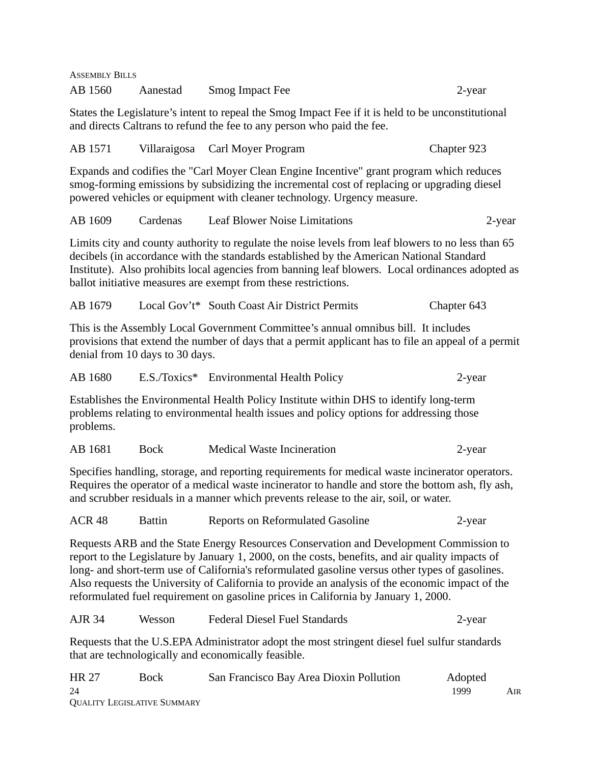ASSEMBLY BILLS

AB 1560 Aanestad Smog Impact Fee 2-year

States the Legislature's intent to repeal the Smog Impact Fee if it is held to be unconstitutional and directs Caltrans to refund the fee to any person who paid the fee.

AB 1571 Villaraigosa Carl Moyer Program Chapter 923

Expands and codifies the "Carl Moyer Clean Engine Incentive" grant program which reduces smog-forming emissions by subsidizing the incremental cost of replacing or upgrading diesel powered vehicles or equipment with cleaner technology. Urgency measure.

AB 1609 Cardenas Leaf Blower Noise Limitations 2-year

Limits city and county authority to regulate the noise levels from leaf blowers to no less than 65 decibels (in accordance with the standards established by the American National Standard Institute). Also prohibits local agencies from banning leaf blowers. Local ordinances adopted as ballot initiative measures are exempt from these restrictions.

AB 1679 Local Gov't* South Coast Air District Permits Chapter 643

This is the Assembly Local Government Committee's annual omnibus bill. It includes provisions that extend the number of days that a permit applicant has to file an appeal of a permit denial from 10 days to 30 days.

AB 1680 E.S./Toxics* Environmental Health Policy 2-year

Establishes the Environmental Health Policy Institute within DHS to identify long-term problems relating to environmental health issues and policy options for addressing those problems.

AB 1681 Bock Medical Waste Incineration 2-year

Specifies handling, storage, and reporting requirements for medical waste incinerator operators. Requires the operator of a medical waste incinerator to handle and store the bottom ash, fly ash, and scrubber residuals in a manner which prevents release to the air, soil, or water.

ACR 48 Battin Reports on Reformulated Gasoline 2-year

Requests ARB and the State Energy Resources Conservation and Development Commission to report to the Legislature by January 1, 2000, on the costs, benefits, and air quality impacts of long- and short-term use of California's reformulated gasoline versus other types of gasolines. Also requests the University of California to provide an analysis of the economic impact of the reformulated fuel requirement on gasoline prices in California by January 1, 2000.

AJR 34 Wesson Federal Diesel Fuel Standards 2-year

Requests that the U.S.EPA Administrator adopt the most stringent diesel fuel sulfur standards that are technologically and economically feasible.

HR 27 Bock San Francisco Bay Area Dioxin Pollution Adopted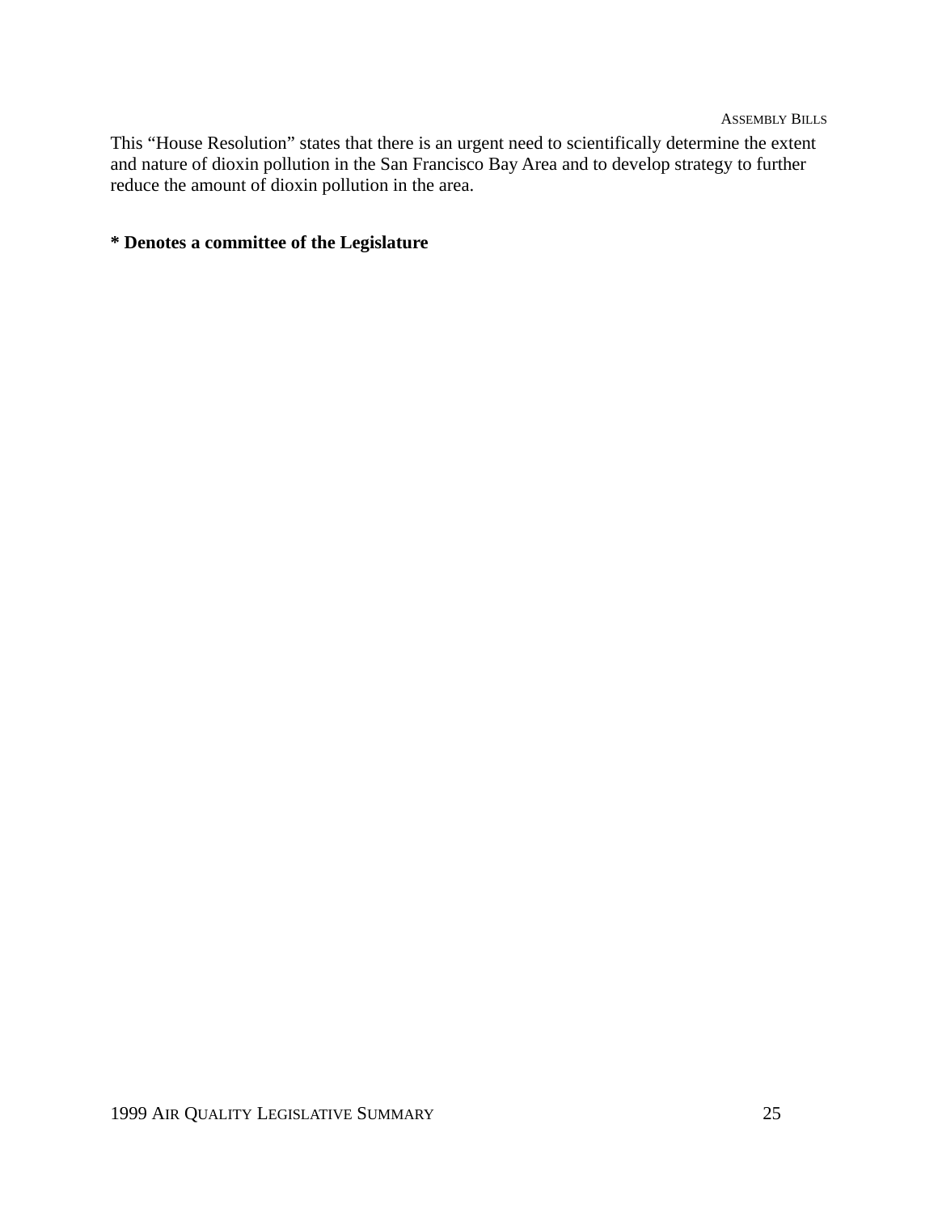This “House Resolution” states that there is an urgent need to scientifically determine the extent and nature of dioxin pollution in the San Francisco Bay Area and to develop strategy to further reduce the amount of dioxin pollution in the area.

**\* Denotes a committee of the Legislature**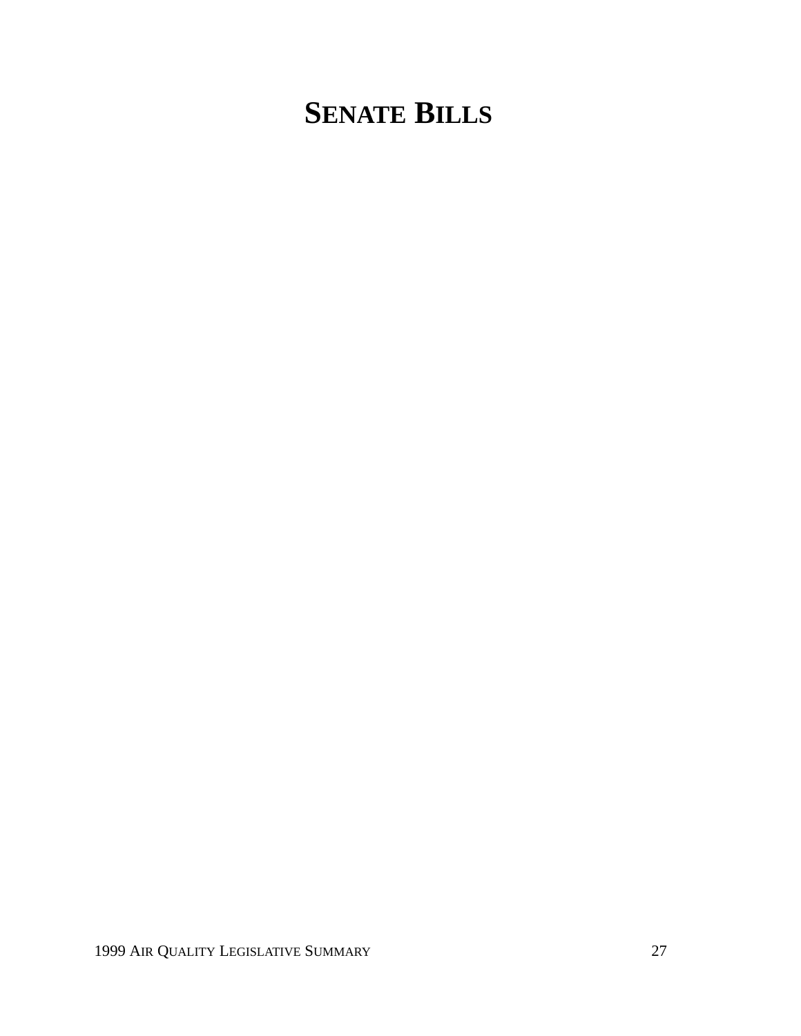# SENATE BILLS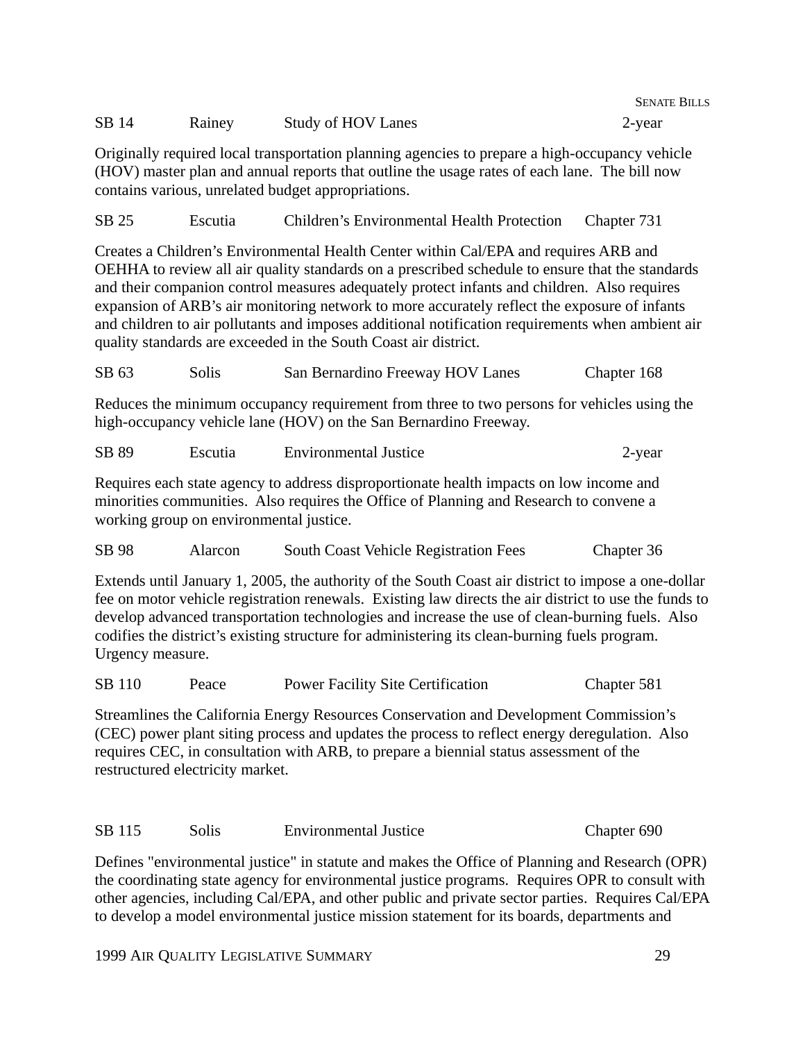SB 14 Rainey Study of HOV Lanes 2-year

Originally required local transportation planning agencies to prepare a high-occupancy vehicle (HOV) master plan and annual reports that outline the usage rates of each lane. The bill now contains various, unrelated budget appropriations.

SB 25 Escutia Children's Environmental Health Protection Chapter 731

Creates a Children's Environmental Health Center within Cal/EPA and requires ARB and OEHHA to review all air quality standards on a prescribed schedule to ensure that the standards and their companion control measures adequately protect infants and children. Also requires expansion of ARB's air monitoring network to more accurately reflect the exposure of infants and children to air pollutants and imposes additional notification requirements when ambient air quality standards are exceeded in the South Coast air district.

SB 63 Solis San Bernardino Freeway HOV Lanes Chapter 168

Reduces the minimum occupancy requirement from three to two persons for vehicles using the high-occupancy vehicle lane (HOV) on the San Bernardino Freeway.

SB 89 Escutia Environmental Justice 2-year

Requires each state agency to address disproportionate health impacts on low income and minorities communities. Also requires the Office of Planning and Research to convene a working group on environmental justice.

SB 98 Alarcon South Coast Vehicle Registration Fees Chapter 36

Extends until January 1, 2005, the authority of the South Coast air district to impose a one-dollar fee on motor vehicle registration renewals. Existing law directs the air district to use the funds to develop advanced transportation technologies and increase the use of clean-burning fuels. Also codifies the district's existing structure for administering its clean-burning fuels program. Urgency measure.

SB 110 Peace Power Facility Site Certification Chapter 581

Streamlines the California Energy Resources Conservation and Development Commission's (CEC) power plant siting process and updates the process to reflect energy deregulation. Also requires CEC, in consultation with ARB, to prepare a biennial status assessment of the restructured electricity market.

SB 115 Solis Environmental Justice Chapter 690

Defines "environmental justice" in statute and makes the Office of Planning and Research (OPR) the coordinating state agency for environmental justice programs. Requires OPR to consult with other agencies, including Cal/EPA, and other public and private sector parties. Requires Cal/EPA to develop a model environmental justice mission statement for its boards, departments and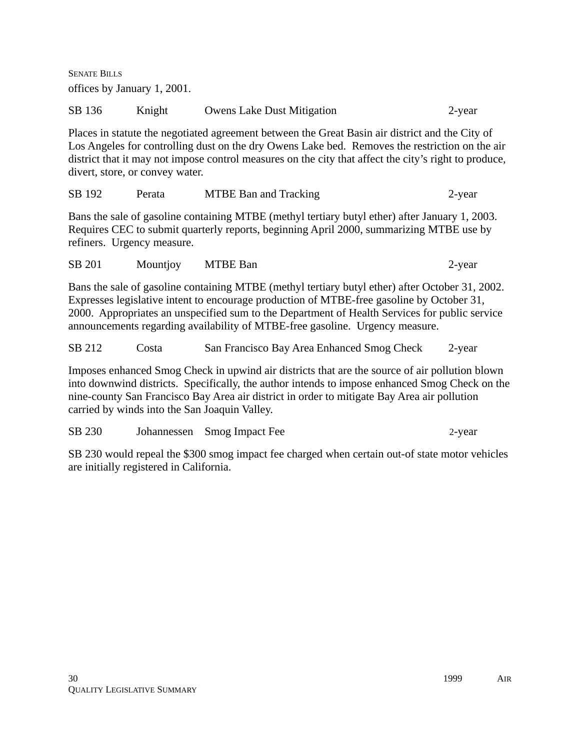offices by January 1, 2001.

SB 136 Knight Owens Lake Dust Mitigation 2-year

Places in statute the negotiated agreement between the Great Basin air district and the City of Los Angeles for controlling dust on the dry Owens Lake bed. Removes the restriction on the air district that it may not impose control measures on the city that affect the city's right to produce, divert, store, or convey water.

SB 192 Perata MTBE Ban and Tracking 2-year

Bans the sale of gasoline containing MTBE (methyl tertiary butyl ether) after January 1, 2003. Requires CEC to submit quarterly reports, beginning April 2000, summarizing MTBE use by refiners. Urgency measure.

SB 201 Mountjoy MTBE Ban 2-year

Bans the sale of gasoline containing MTBE (methyl tertiary butyl ether) after October 31, 2002. Expresses legislative intent to encourage production of MTBE-free gasoline by October 31, 2000. Appropriates an unspecified sum to the Department of Health Services for public service announcements regarding availability of MTBE-free gasoline. Urgency measure.

SB 212 Costa San Francisco Bay Area Enhanced Smog Check 2-year

Imposes enhanced Smog Check in upwind air districts that are the source of air pollution blown into downwind districts. Specifically, the author intends to impose enhanced Smog Check on the nine-county San Francisco Bay Area air district in order to mitigate Bay Area air pollution carried by winds into the San Joaquin Valley.

SB 230 Johannessen Smog Impact Fee 2-year

SB 230 would repeal the $300 smog impact fee charged when certain out-of state motor vehicles are initially registered in California.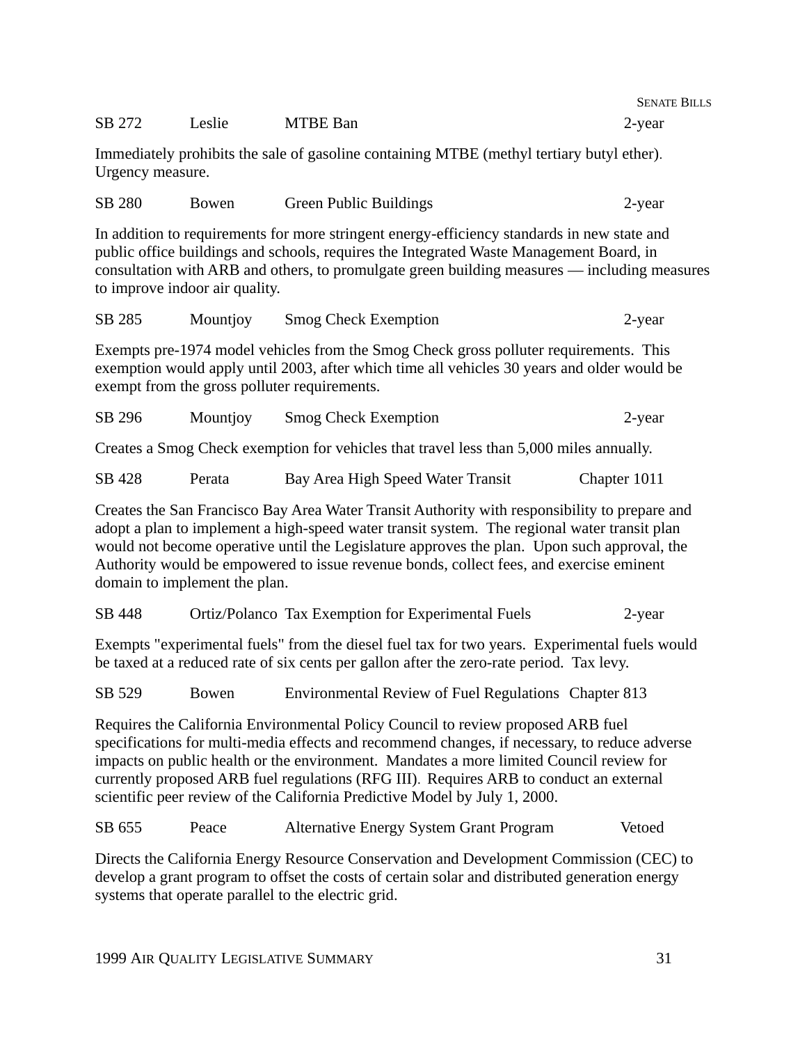SB 272 Leslie MTBE Ban 2-year

Immediately prohibits the sale of gasoline containing MTBE (methyl tertiary butyl ether). Urgency measure.

SB 280 Bowen Green Public Buildings 2-year

In addition to requirements for more stringent energy-efficiency standards in new state and public office buildings and schools, requires the Integrated Waste Management Board, in consultation with ARB and others, to promulgate green building measures — including measures to improve indoor air quality.

SB 285 Mountjoy Smog Check Exemption 2-year

Exempts pre-1974 model vehicles from the Smog Check gross polluter requirements. This exemption would apply until 2003, after which time all vehicles 30 years and older would be exempt from the gross polluter requirements.

SB 296 Mountjoy Smog Check Exemption 2-year

Creates a Smog Check exemption for vehicles that travel less than 5,000 miles annually.

SB 428 Perata Bay Area High Speed Water Transit Chapter 1011

Creates the San Francisco Bay Area Water Transit Authority with responsibility to prepare and adopt a plan to implement a high-speed water transit system. The regional water transit plan would not become operative until the Legislature approves the plan. Upon such approval, the Authority would be empowered to issue revenue bonds, collect fees, and exercise eminent domain to implement the plan.

SB 448 Ortiz/Polanco Tax Exemption for Experimental Fuels 2-year

Exempts "experimental fuels" from the diesel fuel tax for two years. Experimental fuels would be taxed at a reduced rate of six cents per gallon after the zero-rate period. Tax levy.

SB 529 Bowen Environmental Review of Fuel Regulations Chapter 813

Requires the California Environmental Policy Council to review proposed ARB fuel specifications for multi-media effects and recommend changes, if necessary, to reduce adverse impacts on public health or the environment. Mandates a more limited Council review for currently proposed ARB fuel regulations (RFG III). Requires ARB to conduct an external scientific peer review of the California Predictive Model by July 1, 2000.

SB 655 Peace Alternative Energy System Grant Program Vetoed

Directs the California Energy Resource Conservation and Development Commission (CEC) to develop a grant program to offset the costs of certain solar and distributed generation energy systems that operate parallel to the electric grid.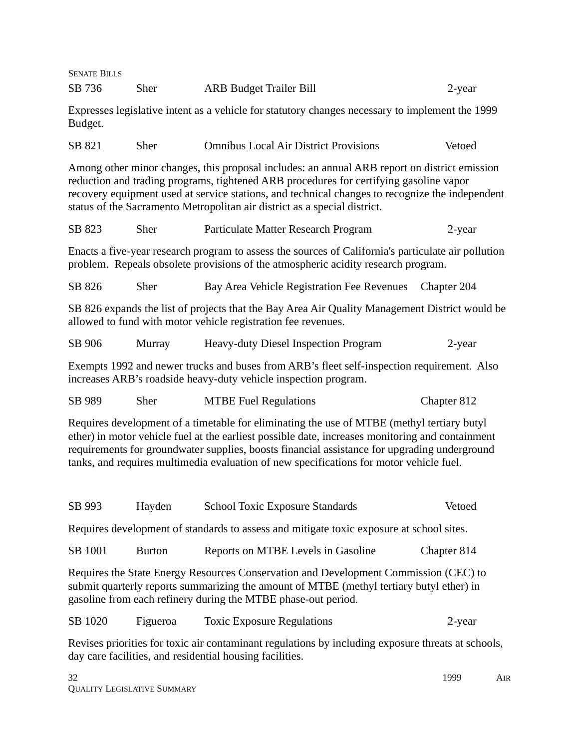SENATE BILLS

SB 736 Sher ARB Budget Trailer Bill 2-year

Expresses legislative intent as a vehicle for statutory changes necessary to implement the 1999 Budget.

SB 821 Sher Omnibus Local Air District Provisions Vetoed

Among other minor changes, this proposal includes: an annual ARB report on district emission reduction and trading programs, tightened ARB procedures for certifying gasoline vapor recovery equipment used at service stations, and technical changes to recognize the independent status of the Sacramento Metropolitan air district as a special district.

SB 823 Sher Particulate Matter Research Program 2-year

Enacts a five-year research program to assess the sources of California's particulate air pollution problem. Repeals obsolete provisions of the atmospheric acidity research program.

SB 826 Sher Bay Area Vehicle Registration Fee Revenues Chapter 204

SB 826 expands the list of projects that the Bay Area Air Quality Management District would be allowed to fund with motor vehicle registration fee revenues.

SB 906 Murray Heavy-duty Diesel Inspection Program 2-year

Exempts 1992 and newer trucks and buses from ARB's fleet self-inspection requirement. Also increases ARB's roadside heavy-duty vehicle inspection program.

SB 989 Sher MTBE Fuel Regulations Chapter 812

Requires development of a timetable for eliminating the use of MTBE (methyl tertiary butyl ether) in motor vehicle fuel at the earliest possible date, increases monitoring and containment requirements for groundwater supplies, boosts financial assistance for upgrading underground tanks, and requires multimedia evaluation of new specifications for motor vehicle fuel.

SB 993 Hayden School Toxic Exposure Standards Vetoed

Requires development of standards to assess and mitigate toxic exposure at school sites.

SB 1001 Burton Reports on MTBE Levels in Gasoline Chapter 814

Requires the State Energy Resources Conservation and Development Commission (CEC) to submit quarterly reports summarizing the amount of MTBE (methyl tertiary butyl ether) in gasoline from each refinery during the MTBE phase-out period.

SB 1020 Figueroa Toxic Exposure Regulations 2-year

Revises priorities for toxic air contaminant regulations by including exposure threats at schools, day care facilities, and residential housing facilities.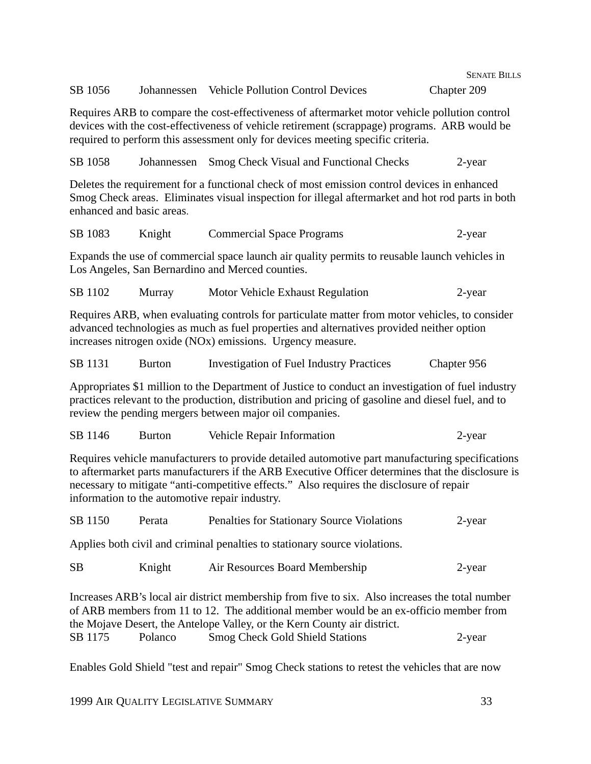| | | | |
|---|---|---|---|
| SB 1056 | Johannessen | Vehicle Pollution Control Devices | Chapter 209 |

Requires ARB to compare the cost-effectiveness of aftermarket motor vehicle pollution control devices with the cost-effectiveness of vehicle retirement (scrappage) programs. ARB would be required to perform this assessment only for devices meeting specific criteria.

| | | | |
|---|---|---|---|
| SB 1058 | Johannessen | Smog Check Visual and Functional Checks | 2-year |

Deletes the requirement for a functional check of most emission control devices in enhanced Smog Check areas. Eliminates visual inspection for illegal aftermarket and hot rod parts in both enhanced and basic areas.

| | | | |
|---|---|---|---|
| SB 1083 | Knight | Commercial Space Programs | 2-year |

Expands the use of commercial space launch air quality permits to reusable launch vehicles in Los Angeles, San Bernardino and Merced counties.

| | | | |
|---|---|---|---|
| SB 1102 | Murray | Motor Vehicle Exhaust Regulation | 2-year |

Requires ARB, when evaluating controls for particulate matter from motor vehicles, to consider advanced technologies as much as fuel properties and alternatives provided neither option increases nitrogen oxide (NOx) emissions. Urgency measure.

| | | | |
|---|---|---|---|
| SB 1131 | Burton | Investigation of Fuel Industry Practices | Chapter 956 |

Appropriates $1 million to the Department of Justice to conduct an investigation of fuel industry practices relevant to the production, distribution and pricing of gasoline and diesel fuel, and to review the pending mergers between major oil companies.

| | | | |
|---|---|---|---|
| SB 1146 | Burton | Vehicle Repair Information | 2-year |

Requires vehicle manufacturers to provide detailed automotive part manufacturing specifications to aftermarket parts manufacturers if the ARB Executive Officer determines that the disclosure is necessary to mitigate "anti-competitive effects." Also requires the disclosure of repair information to the automotive repair industry.

| | | | |
|---|---|---|---|
| SB 1150 | Perata | Penalties for Stationary Source Violations | 2-year |

Applies both civil and criminal penalties to stationary source violations.

| | | | |
|---|---|---|---|
| SB | Knight | Air Resources Board Membership | 2-year |

Increases ARB's local air district membership from five to six. Also increases the total number of ARB members from 11 to 12. The additional member would be an ex-officio member from the Mojave Desert, the Antelope Valley, or the Kern County air district.

| | | | |
|---|---|---|---|
| SB 1175 | Polanco | Smog Check Gold Shield Stations | 2-year |

Enables Gold Shield "test and repair" Smog Check stations to retest the vehicles that are now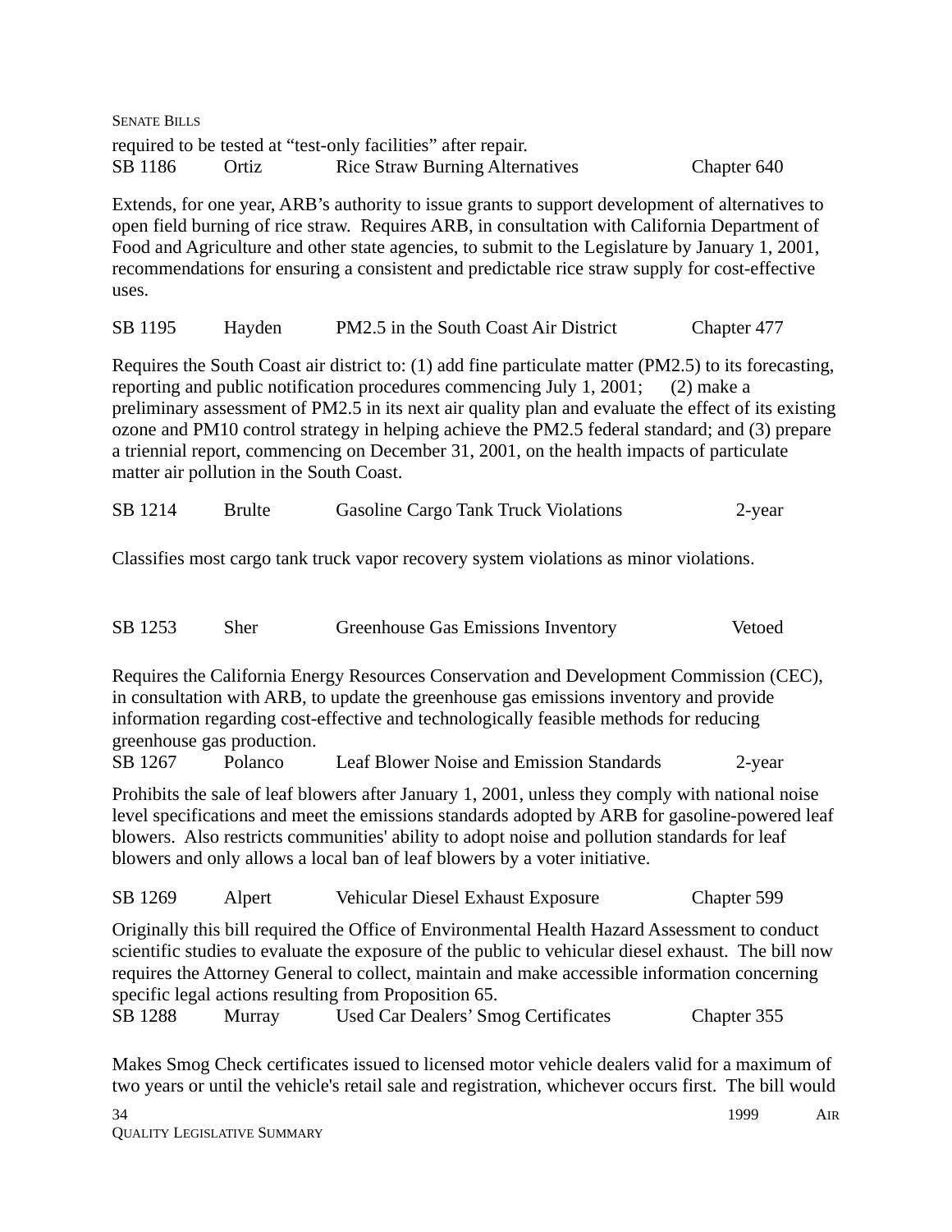required to be tested at "test-only facilities" after repair.

SB 1186 Ortiz Rice Straw Burning Alternatives Chapter 640

Extends, for one year, ARB's authority to issue grants to support development of alternatives to open field burning of rice straw. Requires ARB, in consultation with California Department of Food and Agriculture and other state agencies, to submit to the Legislature by January 1, 2001, recommendations for ensuring a consistent and predictable rice straw supply for cost-effective uses.

SB 1195 Hayden PM2.5 in the South Coast Air District Chapter 477

Requires the South Coast air district to: (1) add fine particulate matter (PM2.5) to its forecasting, reporting and public notification procedures commencing July 1, 2001; (2) make a preliminary assessment of PM2.5 in its next air quality plan and evaluate the effect of its existing ozone and PM10 control strategy in helping achieve the PM2.5 federal standard; and (3) prepare a triennial report, commencing on December 31, 2001, on the health impacts of particulate matter air pollution in the South Coast.

SB 1214 Brulte Gasoline Cargo Tank Truck Violations 2-year

Classifies most cargo tank truck vapor recovery system violations as minor violations.

SB 1253 Sher Greenhouse Gas Emissions Inventory Vetoed

Requires the California Energy Resources Conservation and Development Commission (CEC), in consultation with ARB, to update the greenhouse gas emissions inventory and provide information regarding cost-effective and technologically feasible methods for reducing greenhouse gas production.

SB 1267 Polanco Leaf Blower Noise and Emission Standards 2-year

Prohibits the sale of leaf blowers after January 1, 2001, unless they comply with national noise level specifications and meet the emissions standards adopted by ARB for gasoline-powered leaf blowers. Also restricts communities' ability to adopt noise and pollution standards for leaf blowers and only allows a local ban of leaf blowers by a voter initiative.

SB 1269 Alpert Vehicular Diesel Exhaust Exposure Chapter 599

Originally this bill required the Office of Environmental Health Hazard Assessment to conduct scientific studies to evaluate the exposure of the public to vehicular diesel exhaust. The bill now requires the Attorney General to collect, maintain and make accessible information concerning specific legal actions resulting from Proposition 65.

SB 1288 Murray Used Car Dealers' Smog Certificates Chapter 355

Makes Smog Check certificates issued to licensed motor vehicle dealers valid for a maximum of two years or until the vehicle's retail sale and registration, whichever occurs first. The bill would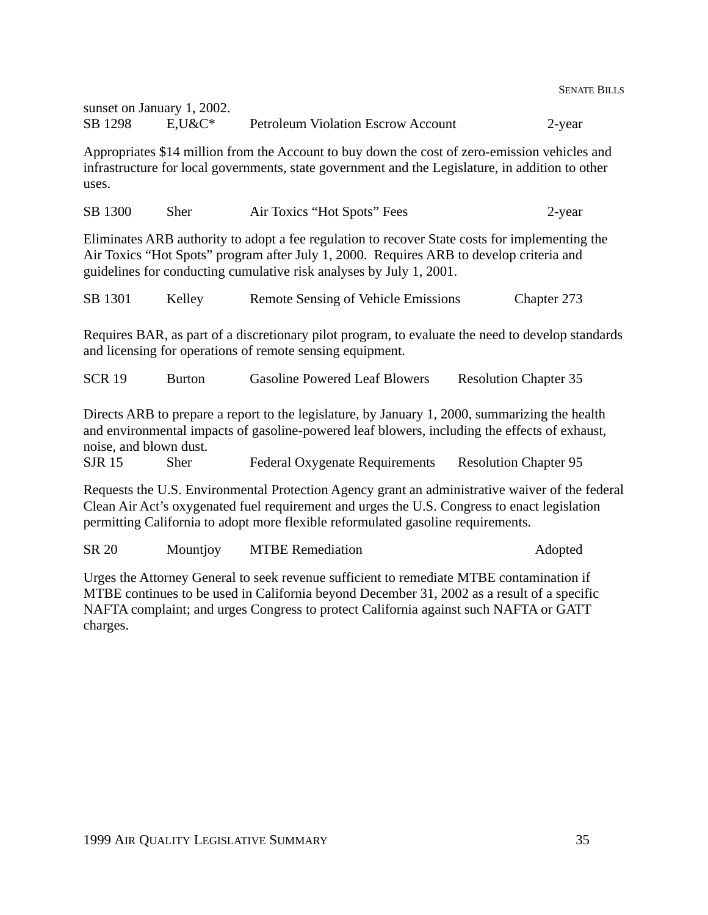sunset on January 1, 2002.

SB 1298 E,U&C* Petroleum Violation Escrow Account 2-year

Appropriates $14 million from the Account to buy down the cost of zero-emission vehicles and infrastructure for local governments, state government and the Legislature, in addition to other uses.

SB 1300 Sher Air Toxics "Hot Spots" Fees 2-year

Eliminates ARB authority to adopt a fee regulation to recover State costs for implementing the Air Toxics "Hot Spots" program after July 1, 2000. Requires ARB to develop criteria and guidelines for conducting cumulative risk analyses by July 1, 2001.

SB 1301 Kelley Remote Sensing of Vehicle Emissions Chapter 273

Requires BAR, as part of a discretionary pilot program, to evaluate the need to develop standards and licensing for operations of remote sensing equipment.

SCR 19 Burton Gasoline Powered Leaf Blowers Resolution Chapter 35

Directs ARB to prepare a report to the legislature, by January 1, 2000, summarizing the health and environmental impacts of gasoline-powered leaf blowers, including the effects of exhaust, noise, and blown dust.

SJR 15 Sher Federal Oxygenate Requirements Resolution Chapter 95

Requests the U.S. Environmental Protection Agency grant an administrative waiver of the federal Clean Air Act's oxygenated fuel requirement and urges the U.S. Congress to enact legislation permitting California to adopt more flexible reformulated gasoline requirements.

SR 20 Mountjoy MTBE Remediation Adopted

Urges the Attorney General to seek revenue sufficient to remediate MTBE contamination if MTBE continues to be used in California beyond December 31, 2002 as a result of a specific NAFTA complaint; and urges Congress to protect California against such NAFTA or GATT charges.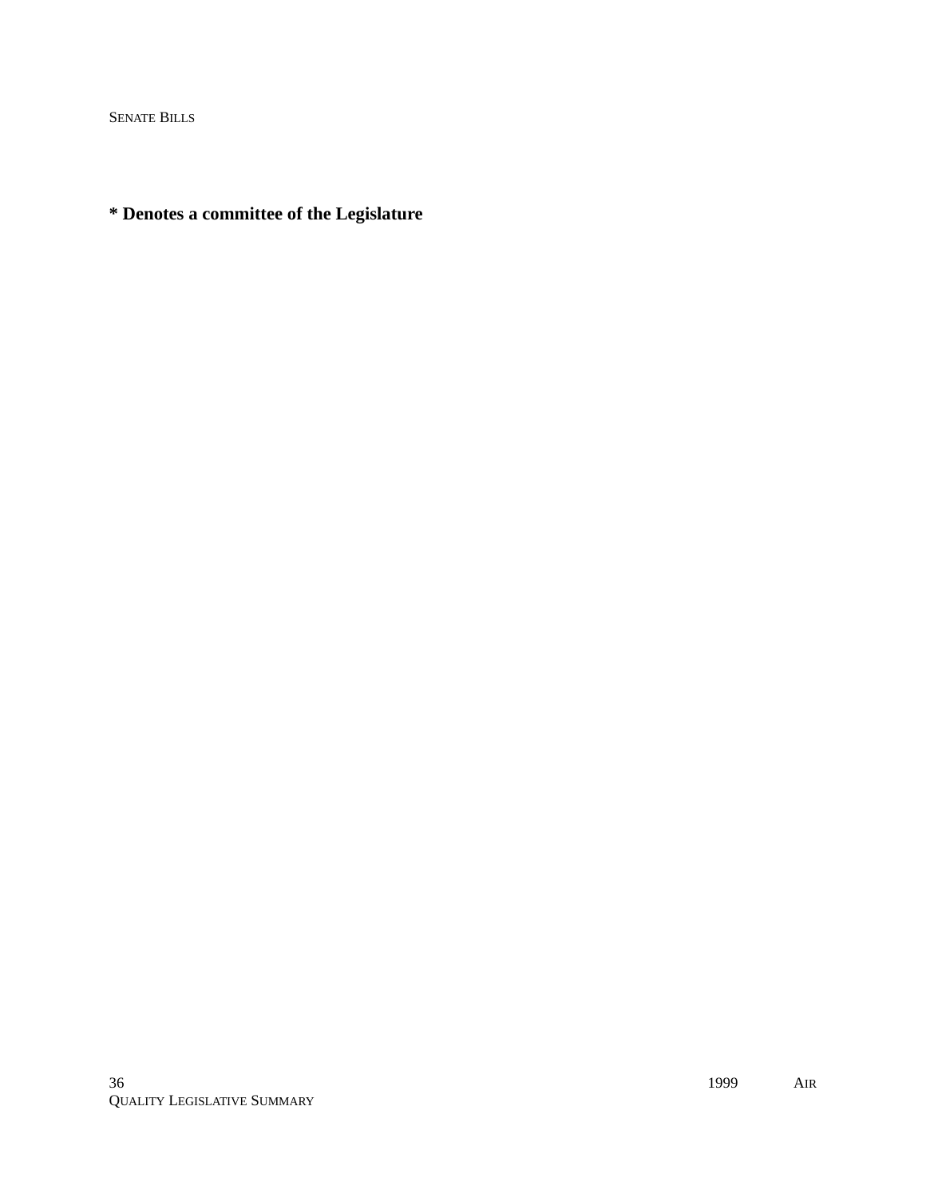**\* Denotes a committee of the Legislature**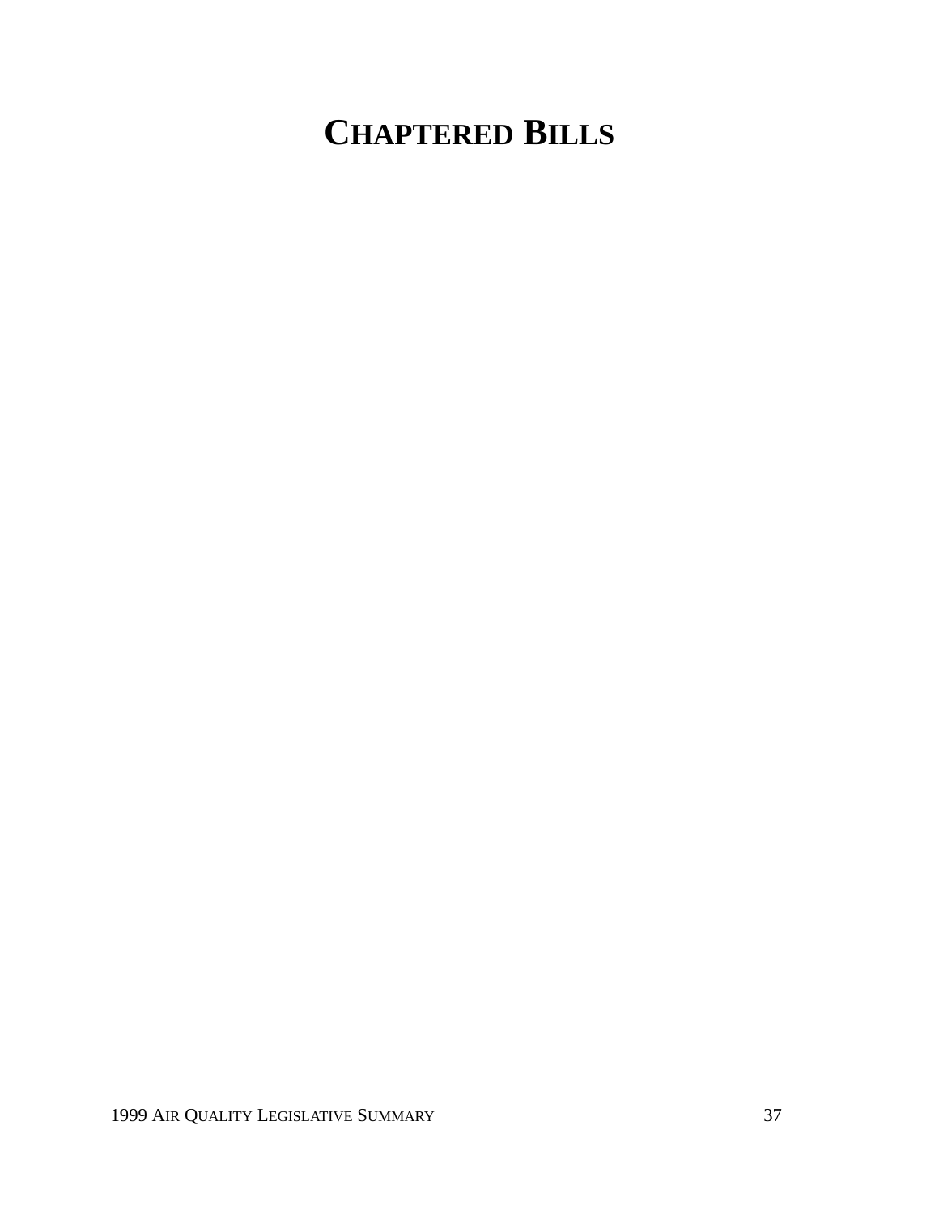# CHAPTERED BILLS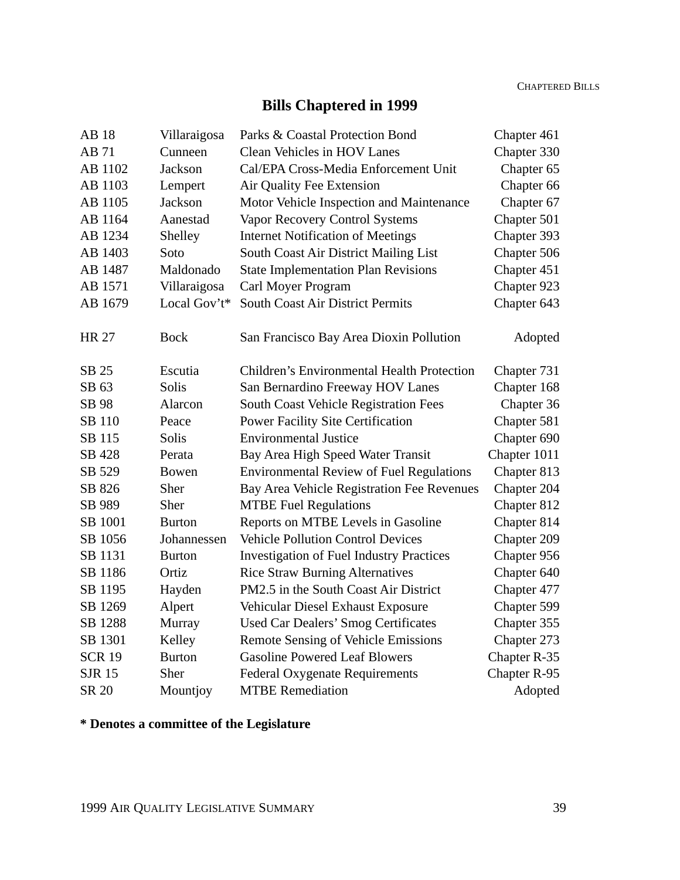# Bills Chaptered in 1999

| Bill | Author | Subject | Status |
|---|---|---|---|
| AB 18 | Villaraigosa | Parks & Coastal Protection Bond | Chapter 461 |
| AB 71 | Cunneen | Clean Vehicles in HOV Lanes | Chapter 330 |
| AB 1102 | Jackson | Cal/EPA Cross-Media Enforcement Unit | Chapter 65 |
| AB 1103 | Lempert | Air Quality Fee Extension | Chapter 66 |
| AB 1105 | Jackson | Motor Vehicle Inspection and Maintenance | Chapter 67 |
| AB 1164 | Aanestad | Vapor Recovery Control Systems | Chapter 501 |
| AB 1234 | Shelley | Internet Notification of Meetings | Chapter 393 |
| AB 1403 | Soto | South Coast Air District Mailing List | Chapter 506 |
| AB 1487 | Maldonado | State Implementation Plan Revisions | Chapter 451 |
| AB 1571 | Villaraigosa | Carl Moyer Program | Chapter 923 |
| AB 1679 | Local Gov't* | South Coast Air District Permits | Chapter 643 |
| HR 27 | Bock | San Francisco Bay Area Dioxin Pollution | Adopted |
| SB 25 | Escutia | Children's Environmental Health Protection | Chapter 731 |
| SB 63 | Solis | San Bernardino Freeway HOV Lanes | Chapter 168 |
| SB 98 | Alarcon | South Coast Vehicle Registration Fees | Chapter 36 |
| SB 110 | Peace | Power Facility Site Certification | Chapter 581 |
| SB 115 | Solis | Environmental Justice | Chapter 690 |
| SB 428 | Perata | Bay Area High Speed Water Transit | Chapter 1011 |
| SB 529 | Bowen | Environmental Review of Fuel Regulations | Chapter 813 |
| SB 826 | Sher | Bay Area Vehicle Registration Fee Revenues | Chapter 204 |
| SB 989 | Sher | MTBE Fuel Regulations | Chapter 812 |
| SB 1001 | Burton | Reports on MTBE Levels in Gasoline | Chapter 814 |
| SB 1056 | Johannessen | Vehicle Pollution Control Devices | Chapter 209 |
| SB 1131 | Burton | Investigation of Fuel Industry Practices | Chapter 956 |
| SB 1186 | Ortiz | Rice Straw Burning Alternatives | Chapter 640 |
| SB 1195 | Hayden | PM2.5 in the South Coast Air District | Chapter 477 |
| SB 1269 | Alpert | Vehicular Diesel Exhaust Exposure | Chapter 599 |
| SB 1288 | Murray | Used Car Dealers' Smog Certificates | Chapter 355 |
| SB 1301 | Kelley | Remote Sensing of Vehicle Emissions | Chapter 273 |
| SCR 19 | Burton | Gasoline Powered Leaf Blowers | Chapter R-35 |
| SJR 15 | Sher | Federal Oxygenate Requirements | Chapter R-95 |
| SR 20 | Mountjoy | MTBE Remediation | Adopted |

**\* Denotes a committee of the Legislature**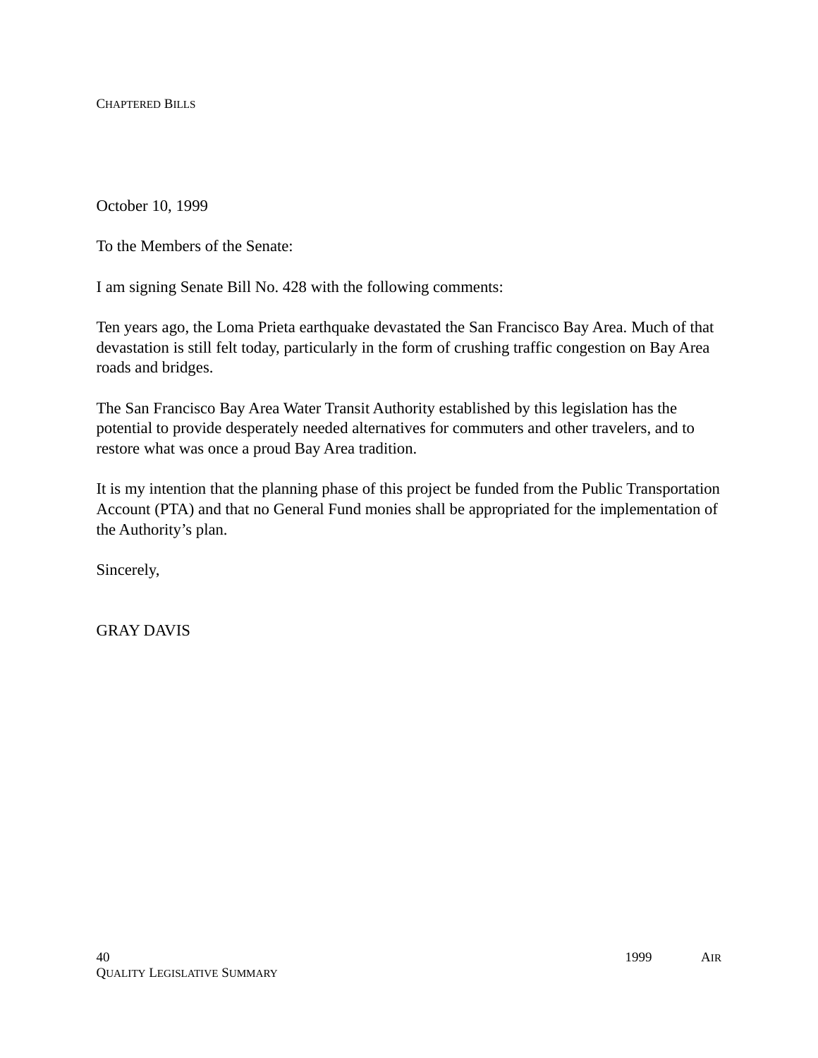October 10, 1999

To the Members of the Senate:

I am signing Senate Bill No. 428 with the following comments:

Ten years ago, the Loma Prieta earthquake devastated the San Francisco Bay Area. Much of that devastation is still felt today, particularly in the form of crushing traffic congestion on Bay Area roads and bridges.

The San Francisco Bay Area Water Transit Authority established by this legislation has the potential to provide desperately needed alternatives for commuters and other travelers, and to restore what was once a proud Bay Area tradition.

It is my intention that the planning phase of this project be funded from the Public Transportation Account (PTA) and that no General Fund monies shall be appropriated for the implementation of the Authority's plan.

Sincerely,

GRAY DAVIS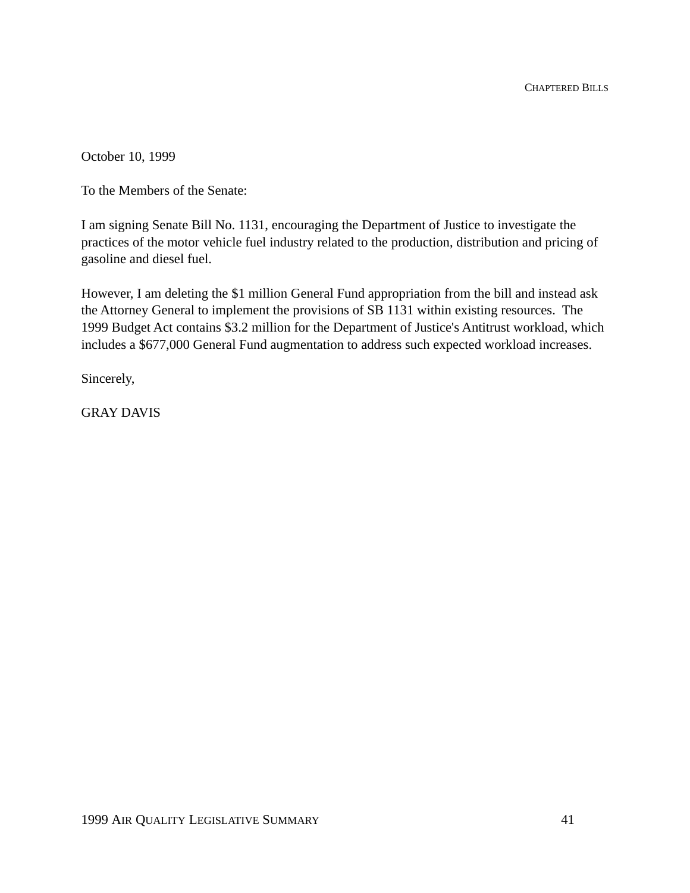October 10, 1999

To the Members of the Senate:

I am signing Senate Bill No. 1131, encouraging the Department of Justice to investigate the practices of the motor vehicle fuel industry related to the production, distribution and pricing of gasoline and diesel fuel.

However, I am deleting the $1 million General Fund appropriation from the bill and instead ask the Attorney General to implement the provisions of SB 1131 within existing resources. The 1999 Budget Act contains $3.2 million for the Department of Justice's Antitrust workload, which includes a $677,000 General Fund augmentation to address such expected workload increases.

Sincerely,

GRAY DAVIS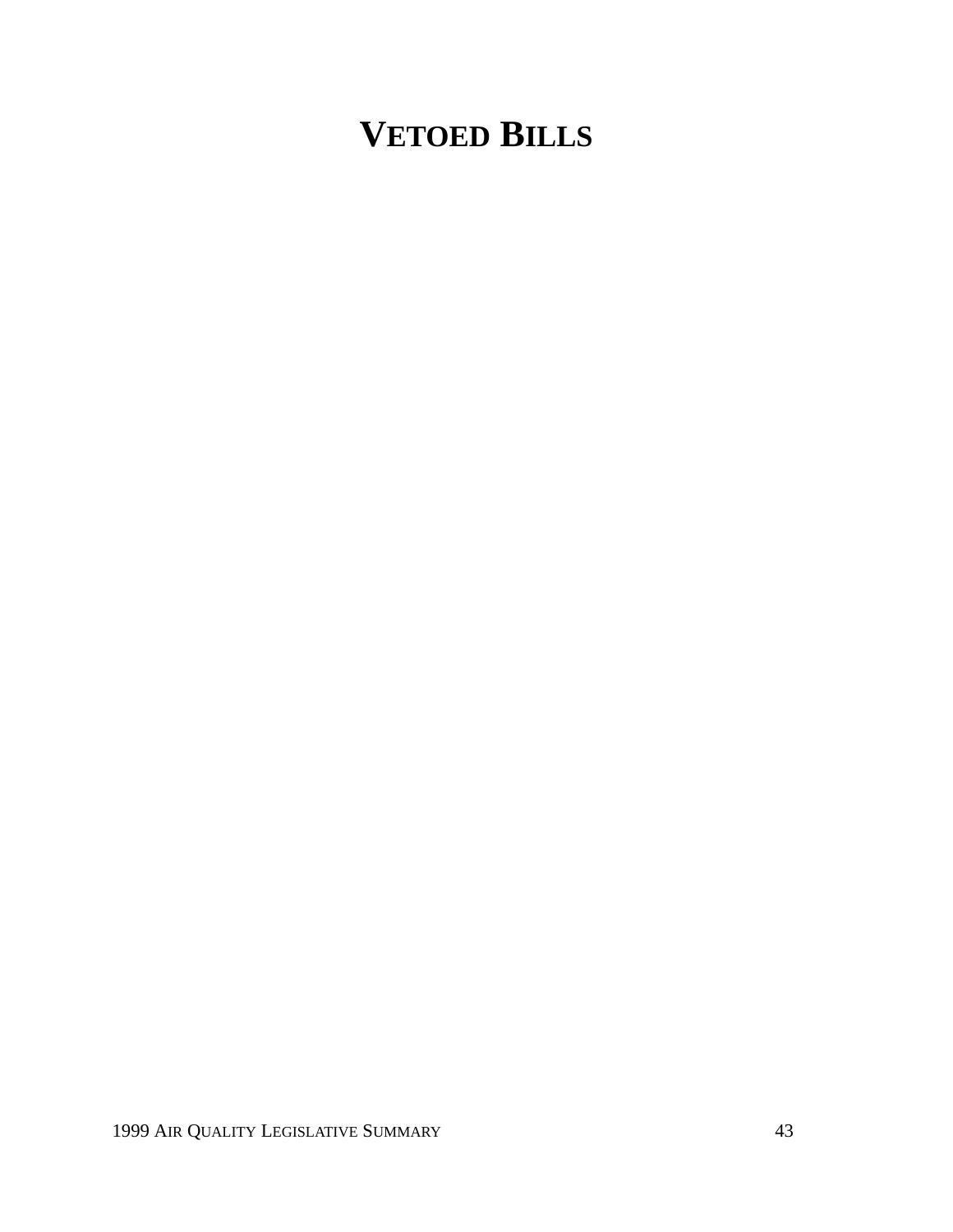# VETOED BILLS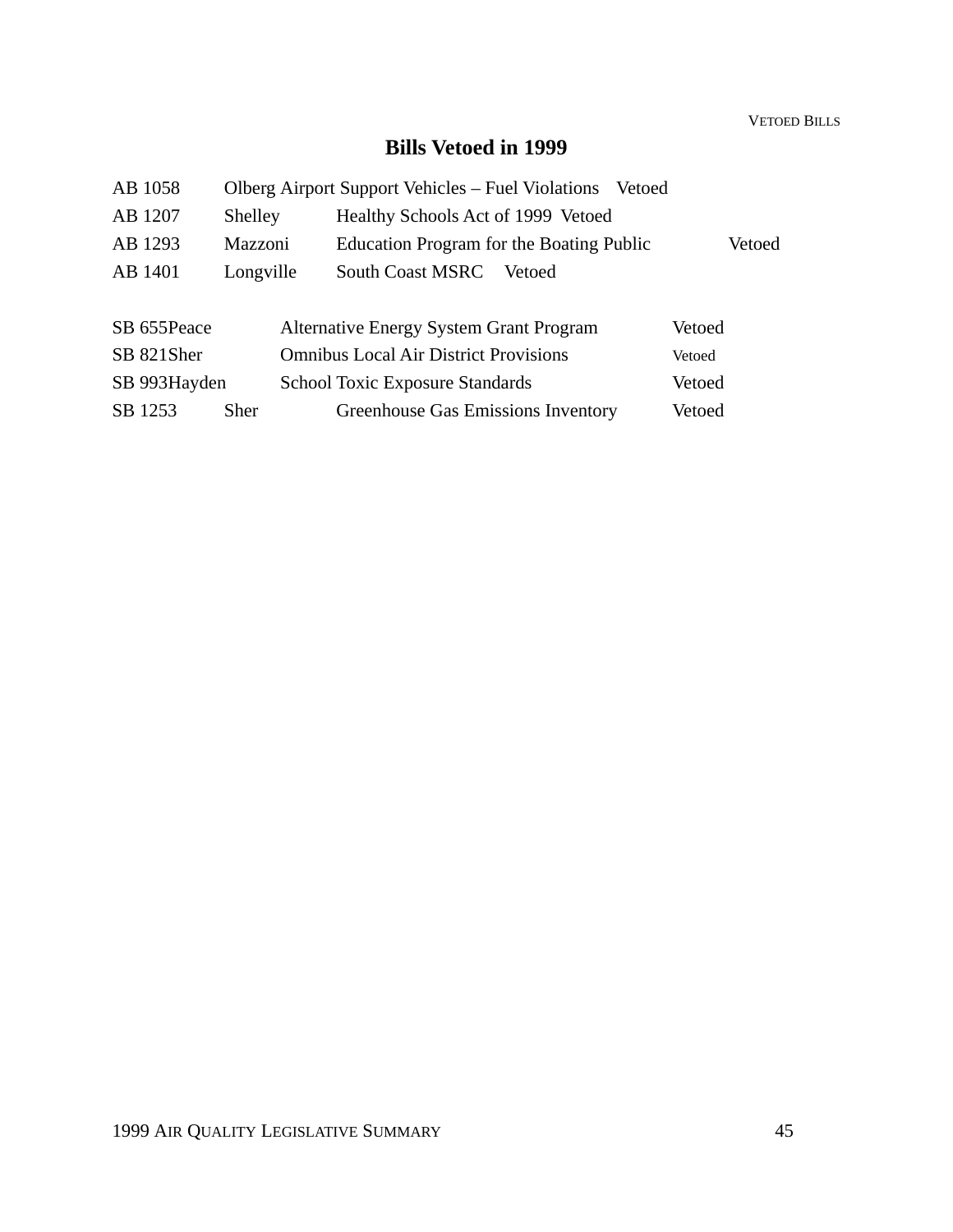## Bills Vetoed in 1999

| Bill | Author | Title | Status |
|---|---|---|---|
| AB 1058 | Olberg | Airport Support Vehicles – Fuel Violations | Vetoed |
| AB 1207 | Shelley | Healthy Schools Act of 1999 | Vetoed |
| AB 1293 | Mazzoni | Education Program for the Boating Public | Vetoed |
| AB 1401 | Longville | South Coast MSRC | Vetoed |
| SB 655 | Peace | Alternative Energy System Grant Program | Vetoed |
| SB 821 | Sher | Omnibus Local Air District Provisions | Vetoed |
| SB 993 | Hayden | School Toxic Exposure Standards | Vetoed |
| SB 1253 | Sher | Greenhouse Gas Emissions Inventory | Vetoed |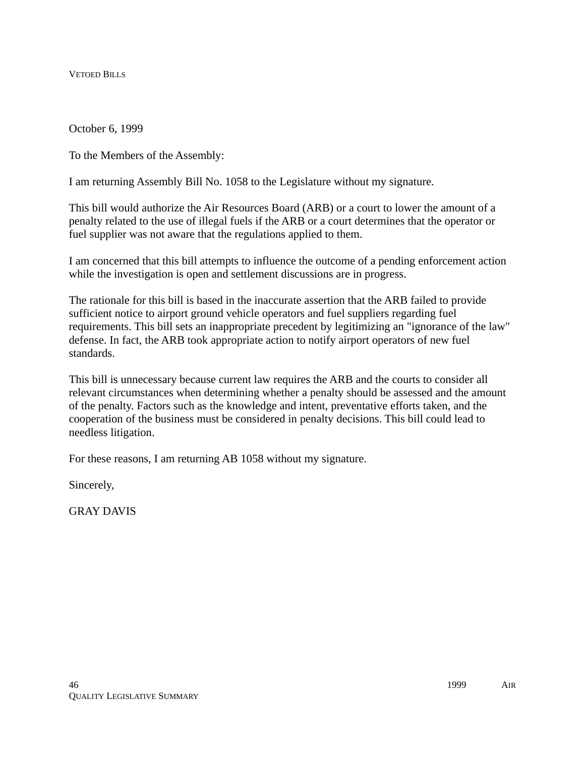October 6, 1999

To the Members of the Assembly:

I am returning Assembly Bill No. 1058 to the Legislature without my signature.

This bill would authorize the Air Resources Board (ARB) or a court to lower the amount of a penalty related to the use of illegal fuels if the ARB or a court determines that the operator or fuel supplier was not aware that the regulations applied to them.

I am concerned that this bill attempts to influence the outcome of a pending enforcement action while the investigation is open and settlement discussions are in progress.

The rationale for this bill is based in the inaccurate assertion that the ARB failed to provide sufficient notice to airport ground vehicle operators and fuel suppliers regarding fuel requirements. This bill sets an inappropriate precedent by legitimizing an "ignorance of the law" defense. In fact, the ARB took appropriate action to notify airport operators of new fuel standards.

This bill is unnecessary because current law requires the ARB and the courts to consider all relevant circumstances when determining whether a penalty should be assessed and the amount of the penalty. Factors such as the knowledge and intent, preventative efforts taken, and the cooperation of the business must be considered in penalty decisions. This bill could lead to needless litigation.

For these reasons, I am returning AB 1058 without my signature.

Sincerely,

GRAY DAVIS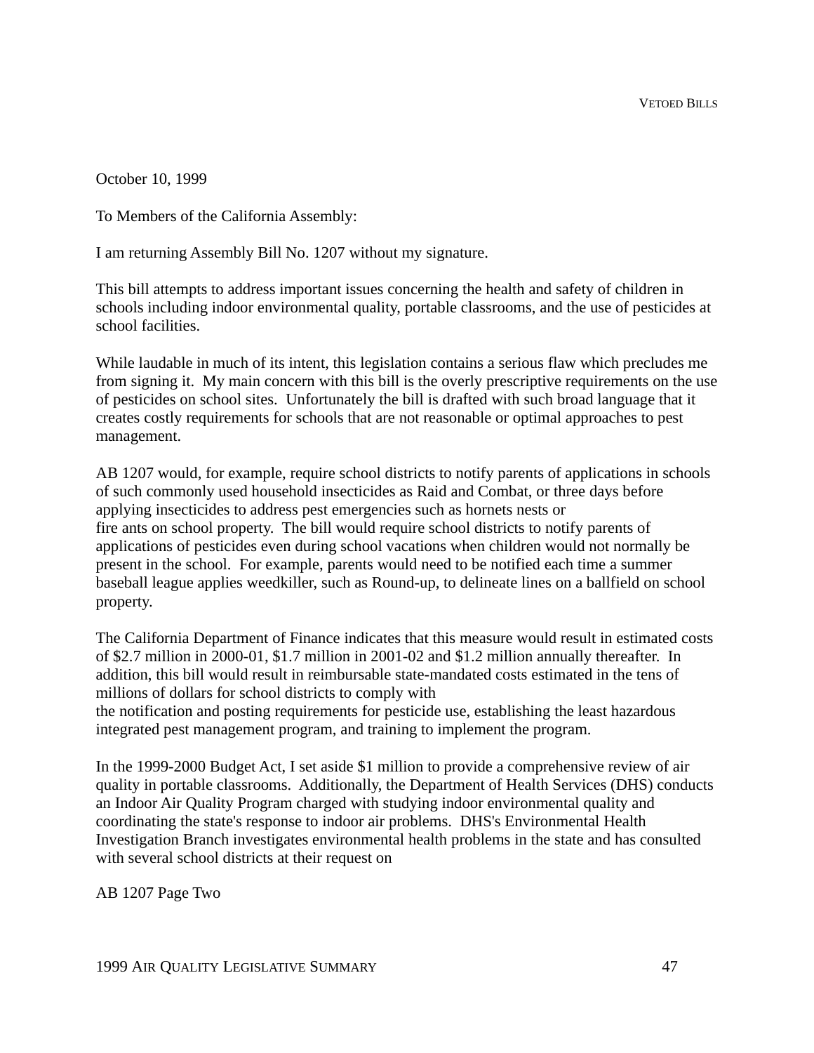October 10, 1999

To Members of the California Assembly:

I am returning Assembly Bill No. 1207 without my signature.

This bill attempts to address important issues concerning the health and safety of children in schools including indoor environmental quality, portable classrooms, and the use of pesticides at school facilities.

While laudable in much of its intent, this legislation contains a serious flaw which precludes me from signing it. My main concern with this bill is the overly prescriptive requirements on the use of pesticides on school sites. Unfortunately the bill is drafted with such broad language that it creates costly requirements for schools that are not reasonable or optimal approaches to pest management.

AB 1207 would, for example, require school districts to notify parents of applications in schools of such commonly used household insecticides as Raid and Combat, or three days before applying insecticides to address pest emergencies such as hornets nests or fire ants on school property. The bill would require school districts to notify parents of applications of pesticides even during school vacations when children would not normally be present in the school. For example, parents would need to be notified each time a summer baseball league applies weedkiller, such as Round-up, to delineate lines on a ballfield on school property.

The California Department of Finance indicates that this measure would result in estimated costs of $2.7 million in 2000-01, $1.7 million in 2001-02 and $1.2 million annually thereafter. In addition, this bill would result in reimbursable state-mandated costs estimated in the tens of millions of dollars for school districts to comply with the notification and posting requirements for pesticide use, establishing the least hazardous integrated pest management program, and training to implement the program.

In the 1999-2000 Budget Act, I set aside $1 million to provide a comprehensive review of air quality in portable classrooms. Additionally, the Department of Health Services (DHS) conducts an Indoor Air Quality Program charged with studying indoor environmental quality and coordinating the state's response to indoor air problems. DHS's Environmental Health Investigation Branch investigates environmental health problems in the state and has consulted with several school districts at their request on

AB 1207 Page Two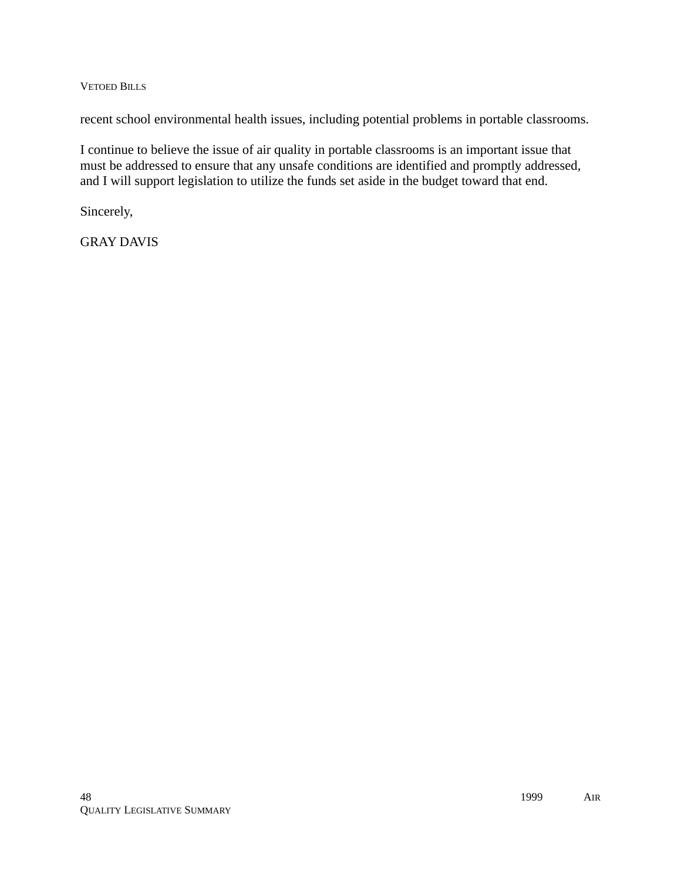recent school environmental health issues, including potential problems in portable classrooms.

I continue to believe the issue of air quality in portable classrooms is an important issue that must be addressed to ensure that any unsafe conditions are identified and promptly addressed, and I will support legislation to utilize the funds set aside in the budget toward that end.

Sincerely,

GRAY DAVIS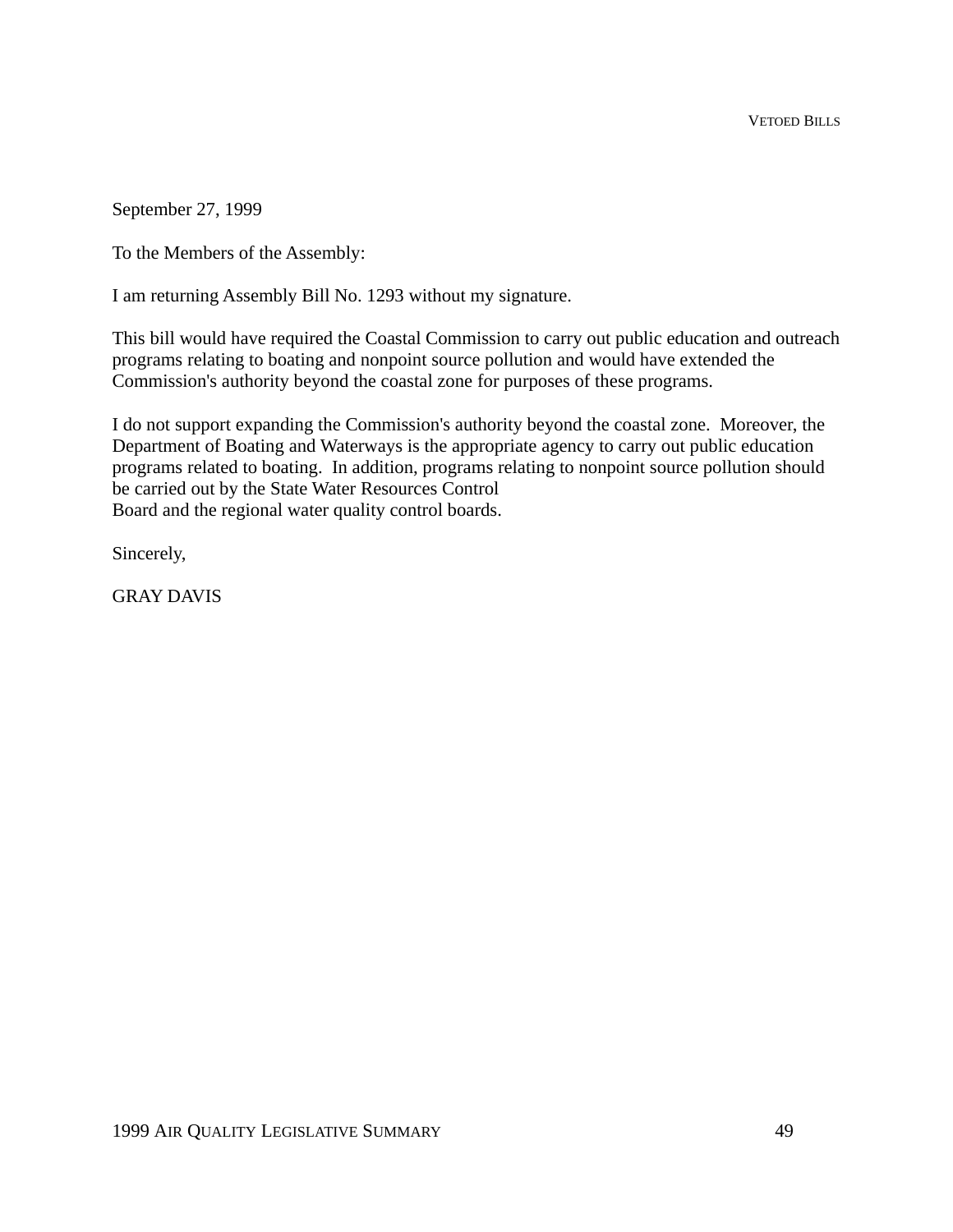September 27, 1999

To the Members of the Assembly:

I am returning Assembly Bill No. 1293 without my signature.

This bill would have required the Coastal Commission to carry out public education and outreach programs relating to boating and nonpoint source pollution and would have extended the Commission's authority beyond the coastal zone for purposes of these programs.

I do not support expanding the Commission's authority beyond the coastal zone. Moreover, the Department of Boating and Waterways is the appropriate agency to carry out public education programs related to boating. In addition, programs relating to nonpoint source pollution should be carried out by the State Water Resources Control Board and the regional water quality control boards.

Sincerely,

GRAY DAVIS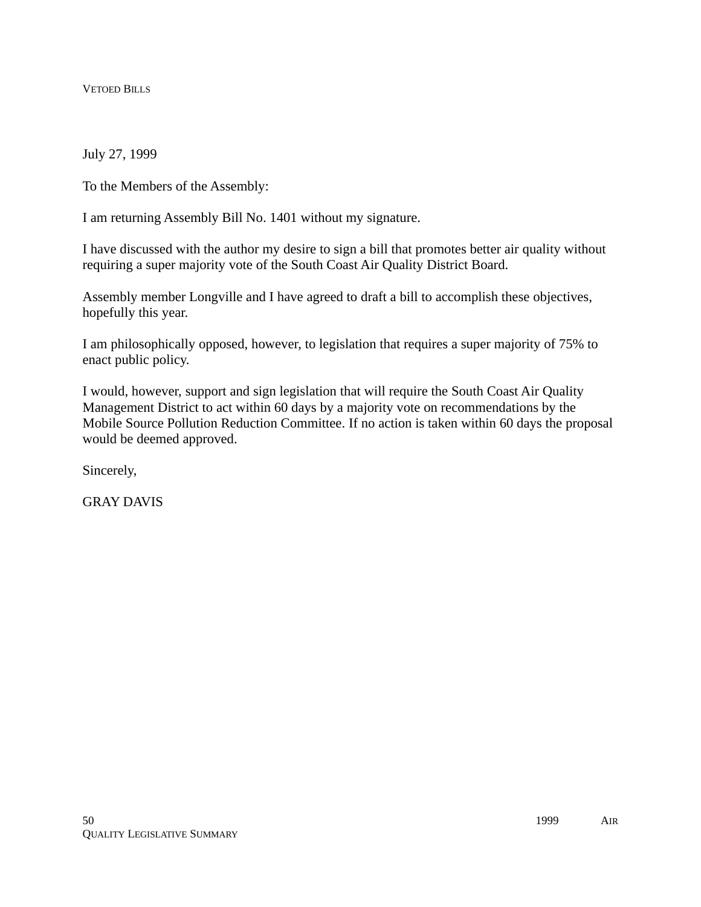July 27, 1999

To the Members of the Assembly:

I am returning Assembly Bill No. 1401 without my signature.

I have discussed with the author my desire to sign a bill that promotes better air quality without requiring a super majority vote of the South Coast Air Quality District Board.

Assembly member Longville and I have agreed to draft a bill to accomplish these objectives, hopefully this year.

I am philosophically opposed, however, to legislation that requires a super majority of 75% to enact public policy.

I would, however, support and sign legislation that will require the South Coast Air Quality Management District to act within 60 days by a majority vote on recommendations by the Mobile Source Pollution Reduction Committee. If no action is taken within 60 days the proposal would be deemed approved.

Sincerely,

GRAY DAVIS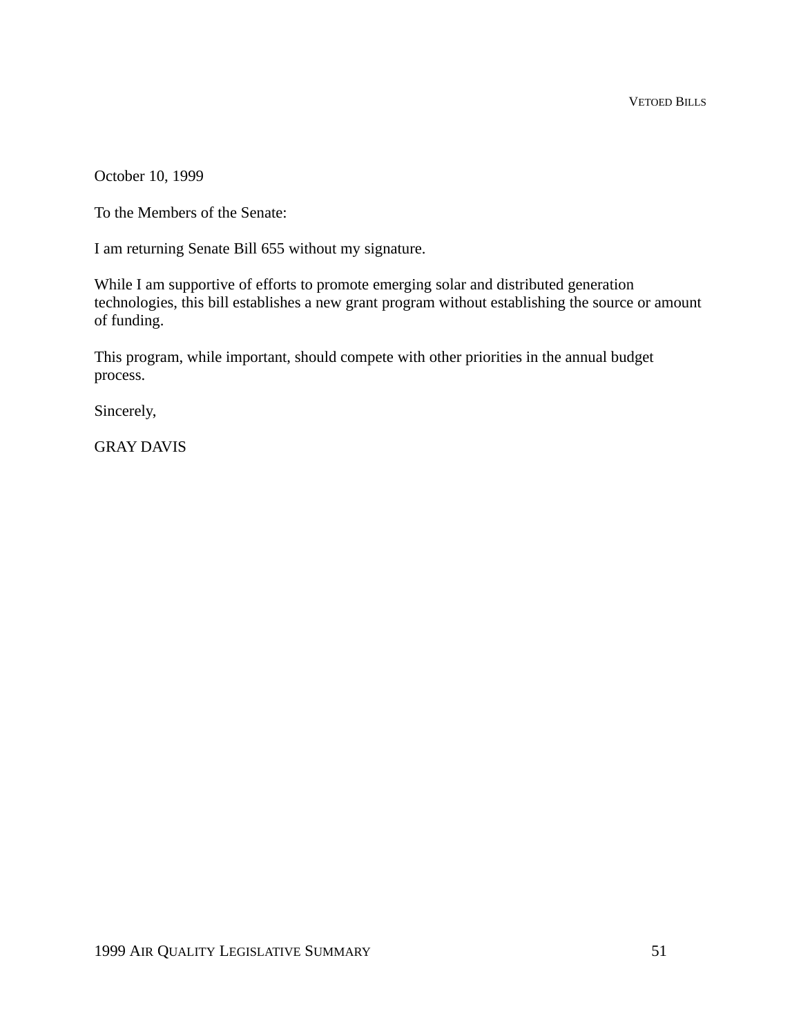October 10, 1999

To the Members of the Senate:

I am returning Senate Bill 655 without my signature.

While I am supportive of efforts to promote emerging solar and distributed generation technologies, this bill establishes a new grant program without establishing the source or amount of funding.

This program, while important, should compete with other priorities in the annual budget process.

Sincerely,

GRAY DAVIS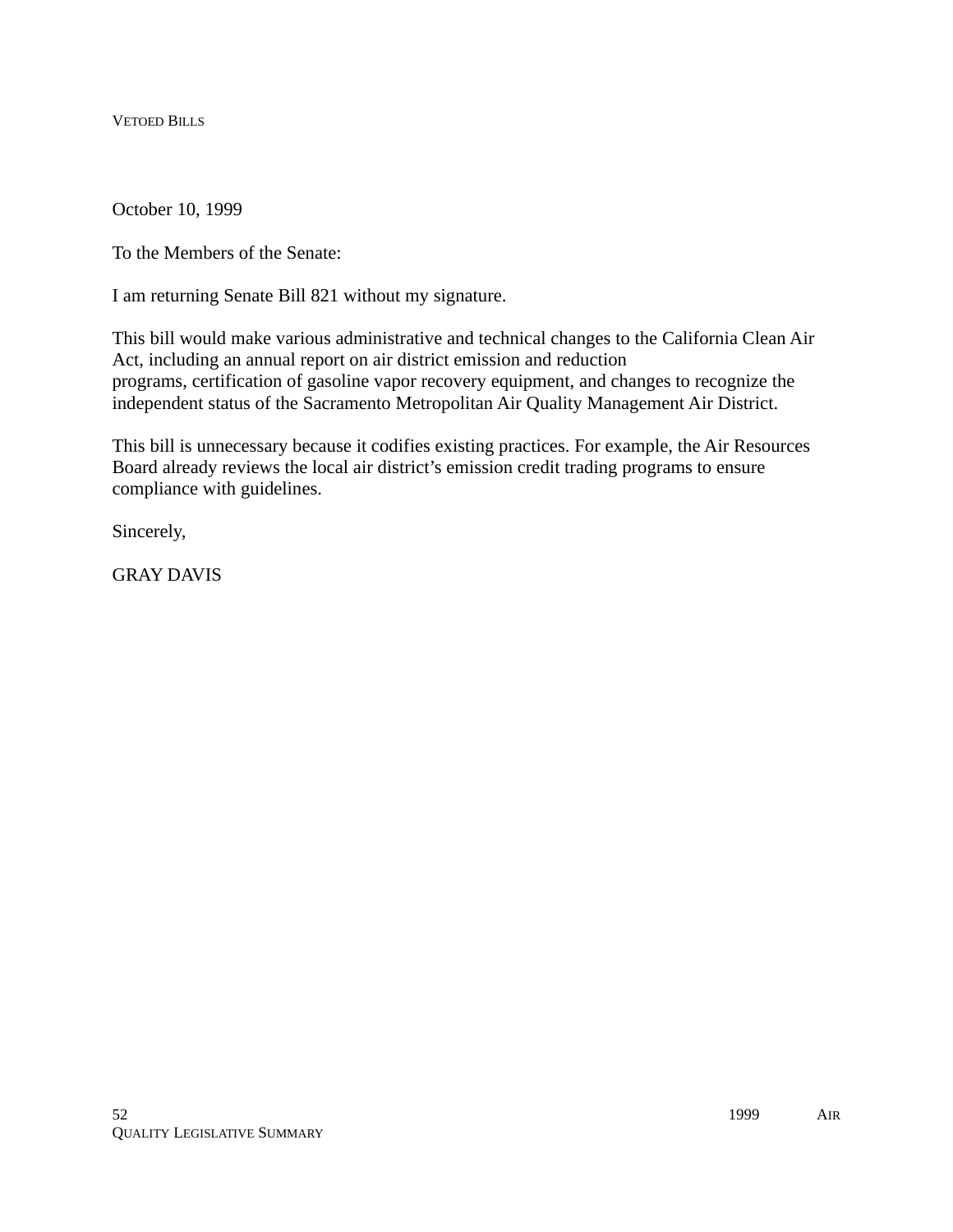October 10, 1999

To the Members of the Senate:

I am returning Senate Bill 821 without my signature.

This bill would make various administrative and technical changes to the California Clean Air Act, including an annual report on air district emission and reduction programs, certification of gasoline vapor recovery equipment, and changes to recognize the independent status of the Sacramento Metropolitan Air Quality Management Air District.

This bill is unnecessary because it codifies existing practices. For example, the Air Resources Board already reviews the local air district's emission credit trading programs to ensure compliance with guidelines.

Sincerely,

GRAY DAVIS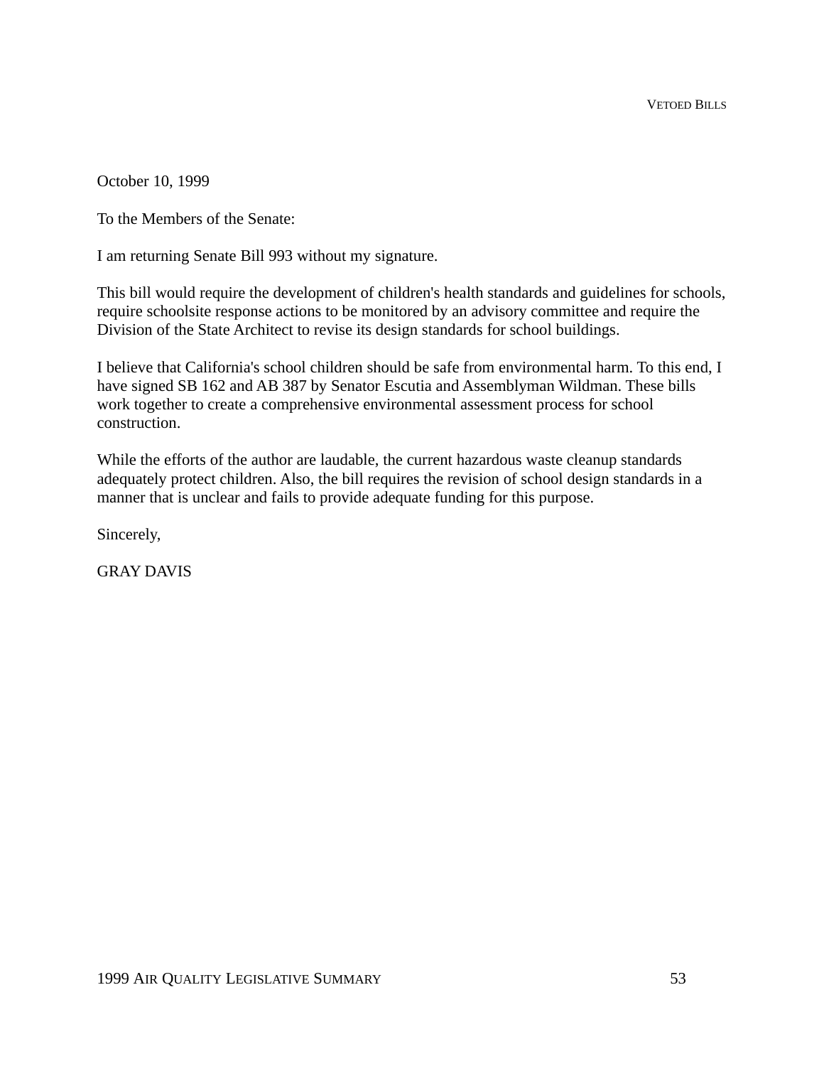October 10, 1999

To the Members of the Senate:

I am returning Senate Bill 993 without my signature.

This bill would require the development of children's health standards and guidelines for schools, require schoolsite response actions to be monitored by an advisory committee and require the Division of the State Architect to revise its design standards for school buildings.

I believe that California's school children should be safe from environmental harm. To this end, I have signed SB 162 and AB 387 by Senator Escutia and Assemblyman Wildman. These bills work together to create a comprehensive environmental assessment process for school construction.

While the efforts of the author are laudable, the current hazardous waste cleanup standards adequately protect children. Also, the bill requires the revision of school design standards in a manner that is unclear and fails to provide adequate funding for this purpose.

Sincerely,

GRAY DAVIS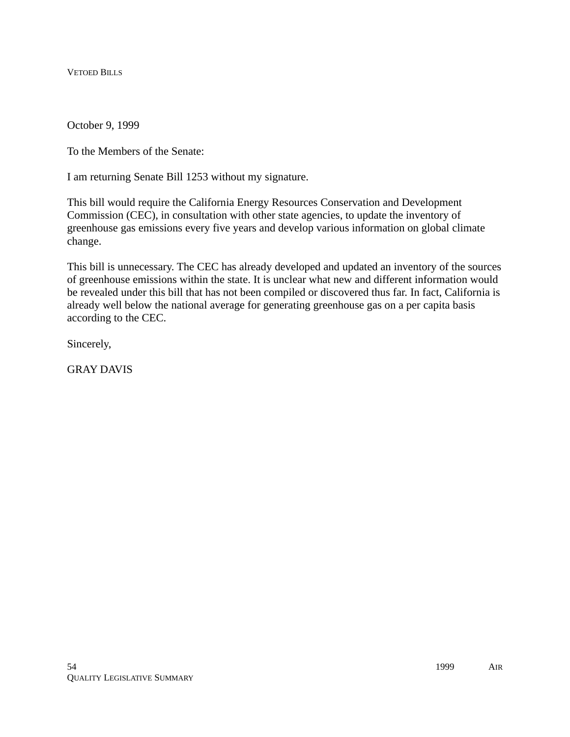October 9, 1999

To the Members of the Senate:

I am returning Senate Bill 1253 without my signature.

This bill would require the California Energy Resources Conservation and Development Commission (CEC), in consultation with other state agencies, to update the inventory of greenhouse gas emissions every five years and develop various information on global climate change.

This bill is unnecessary. The CEC has already developed and updated an inventory of the sources of greenhouse emissions within the state. It is unclear what new and different information would be revealed under this bill that has not been compiled or discovered thus far. In fact, California is already well below the national average for generating greenhouse gas on a per capita basis according to the CEC.

Sincerely,

GRAY DAVIS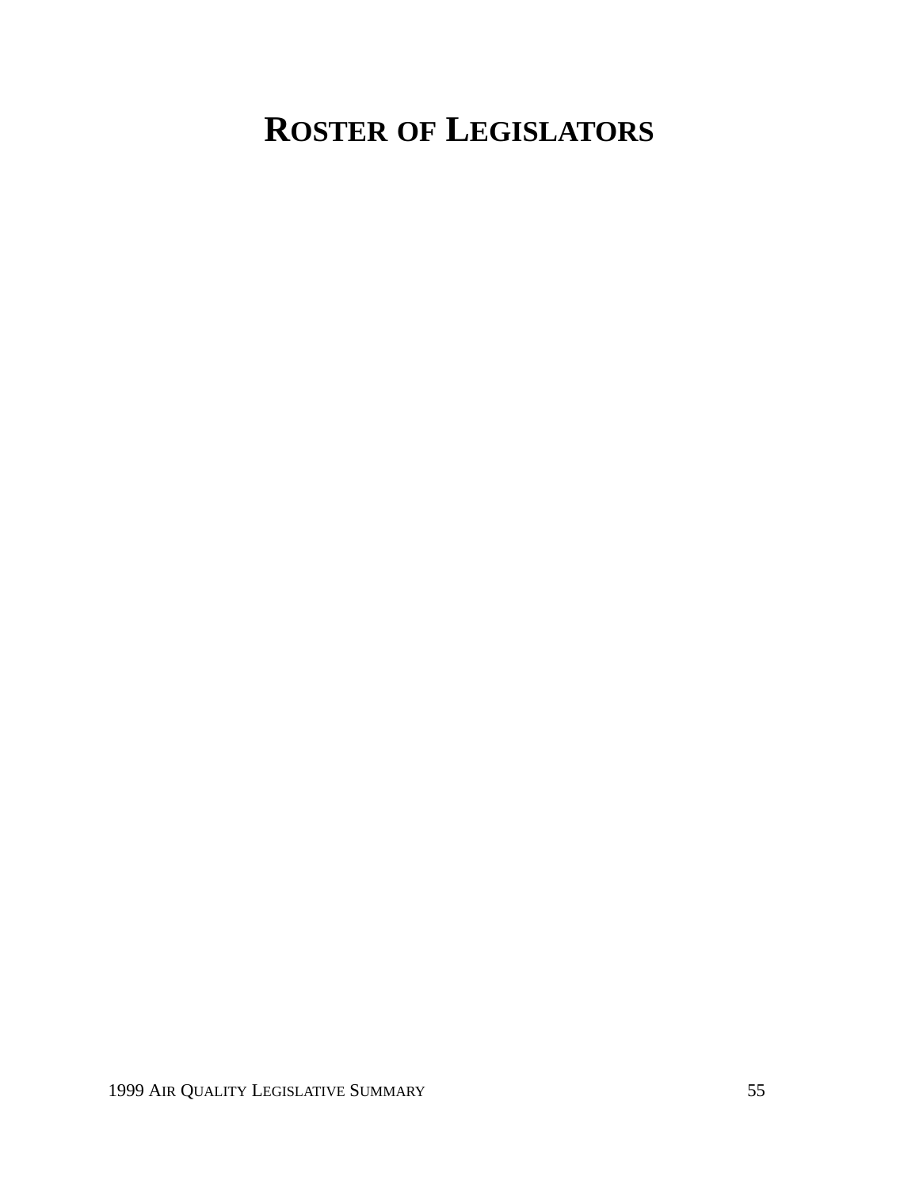# ROSTER OF LEGISLATORS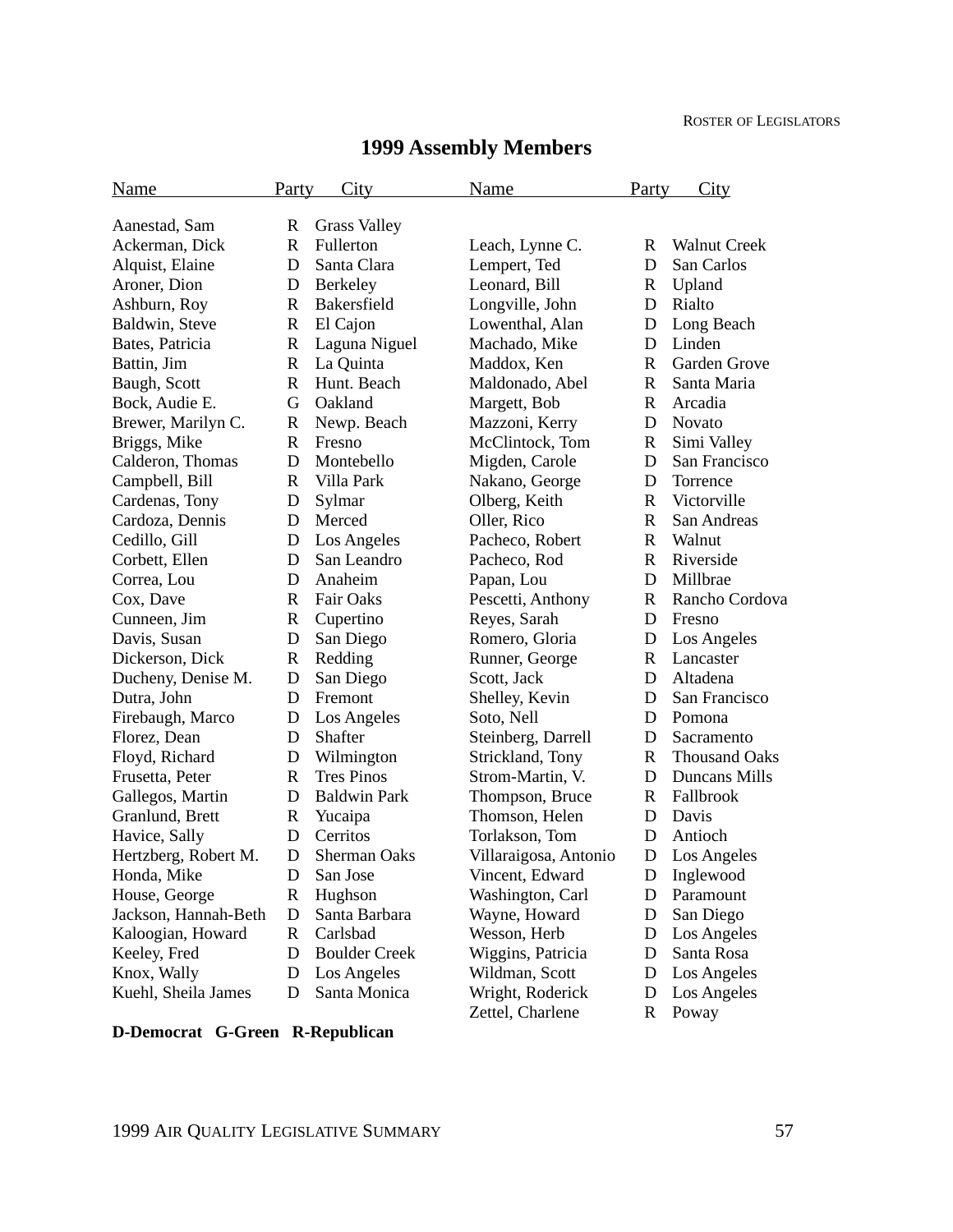# 1999 Assembly Members

| Name | Party | City |
|---|---|---|
| Aanestad, Sam | R | Grass Valley |
| Ackerman, Dick | R | Fullerton |
| Alquist, Elaine | D | Santa Clara |
| Aroner, Dion | D | Berkeley |
| Ashburn, Roy | R | Bakersfield |
| Baldwin, Steve | R | El Cajon |
| Bates, Patricia | R | Laguna Niguel |
| Battin, Jim | R | La Quinta |
| Baugh, Scott | R | Hunt. Beach |
| Bock, Audie E. | G | Oakland |
| Brewer, Marilyn C. | R | Newp. Beach |
| Briggs, Mike | R | Fresno |
| Calderon, Thomas | D | Montebello |
| Campbell, Bill | R | Villa Park |
| Cardenas, Tony | D | Sylmar |
| Cardoza, Dennis | D | Merced |
| Cedillo, Gill | D | Los Angeles |
| Corbett, Ellen | D | San Leandro |
| Correa, Lou | D | Anaheim |
| Cox, Dave | R | Fair Oaks |
| Cunneen, Jim | R | Cupertino |
| Davis, Susan | D | San Diego |
| Dickerson, Dick | R | Redding |
| Ducheny, Denise M. | D | San Diego |
| Dutra, John | D | Fremont |
| Firebaugh, Marco | D | Los Angeles |
| Florez, Dean | D | Shafter |
| Floyd, Richard | D | Wilmington |
| Frusetta, Peter | R | Tres Pinos |
| Gallegos, Martin | D | Baldwin Park |
| Granlund, Brett | R | Yucaipa |
| Havice, Sally | D | Cerritos |
| Hertzberg, Robert M. | D | Sherman Oaks |
| Honda, Mike | D | San Jose |
| House, George | R | Hughson |
| Jackson, Hannah-Beth | D | Santa Barbara |
| Kaloogian, Howard | R | Carlsbad |
| Keeley, Fred | D | Boulder Creek |
| Knox, Wally | D | Los Angeles |
| Kuehl, Sheila James | D | Santa Monica |
| Leach, Lynne C. | R | Walnut Creek |
| Lempert, Ted | D | San Carlos |
| Leonard, Bill | R | Upland |
| Longville, John | D | Rialto |
| Lowenthal, Alan | D | Long Beach |
| Machado, Mike | D | Linden |
| Maddox, Ken | R | Garden Grove |
| Maldonado, Abel | R | Santa Maria |
| Margett, Bob | R | Arcadia |
| Mazzoni, Kerry | D | Novato |
| McClintock, Tom | R | Simi Valley |
| Migden, Carole | D | San Francisco |
| Nakano, George | D | Torrence |
| Olberg, Keith | R | Victorville |
| Oller, Rico | R | San Andreas |
| Pacheco, Robert | R | Walnut |
| Pacheco, Rod | R | Riverside |
| Papan, Lou | D | Millbrae |
| Pescetti, Anthony | R | Rancho Cordova |
| Reyes, Sarah | D | Fresno |
| Romero, Gloria | D | Los Angeles |
| Runner, George | R | Lancaster |
| Scott, Jack | D | Altadena |
| Shelley, Kevin | D | San Francisco |
| Soto, Nell | D | Pomona |
| Steinberg, Darrell | D | Sacramento |
| Strickland, Tony | R | Thousand Oaks |
| Strom-Martin, V. | D | Duncans Mills |
| Thompson, Bruce | R | Fallbrook |
| Thomson, Helen | D | Davis |
| Torlakson, Tom | D | Antioch |
| Villaraigosa, Antonio | D | Los Angeles |
| Vincent, Edward | D | Inglewood |
| Washington, Carl | D | Paramount |
| Wayne, Howard | D | San Diego |
| Wesson, Herb | D | Los Angeles |
| Wiggins, Patricia | D | Santa Rosa |
| Wildman, Scott | D | Los Angeles |
| Wright, Roderick | D | Los Angeles |
| Zettel, Charlene | R | Poway |

**D-Democrat G-Green R-Republican**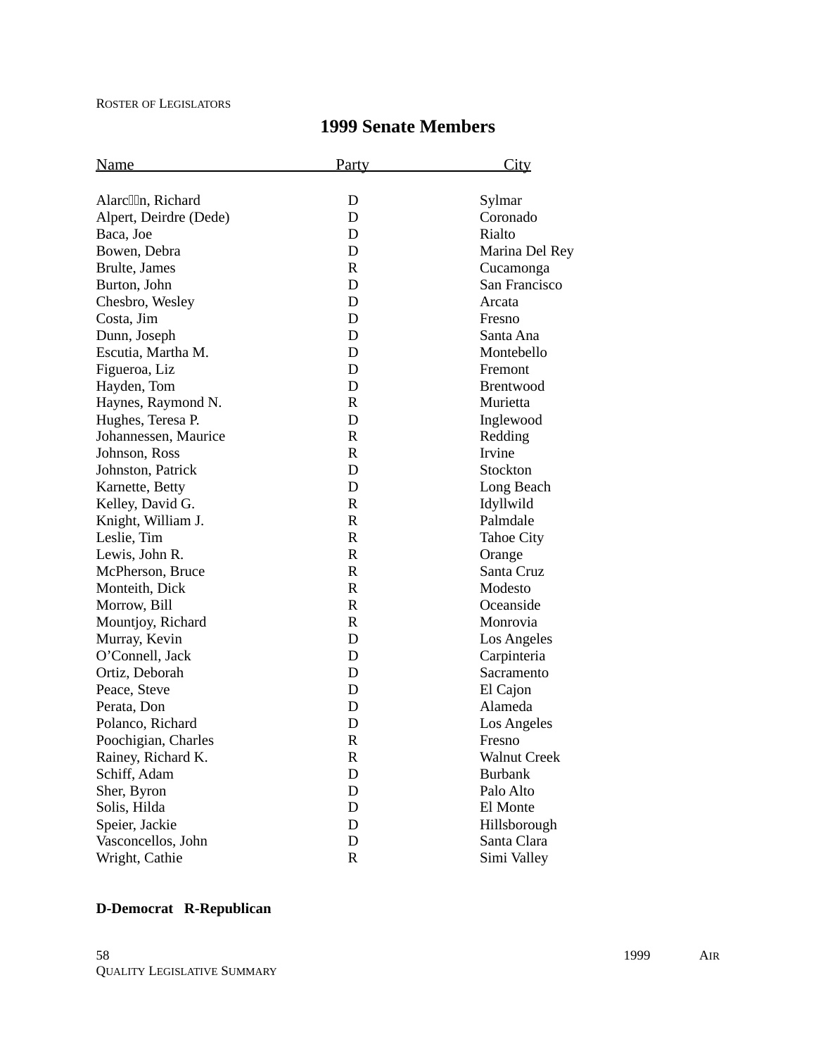## 1999 Senate Members

| Name | Party | City |
|---|---|---|
| Alarcón, Richard | D | Sylmar |
| Alpert, Deirdre (Dede) | D | Coronado |
| Baca, Joe | D | Rialto |
| Bowen, Debra | D | Marina Del Rey |
| Brulte, James | R | Cucamonga |
| Burton, John | D | San Francisco |
| Chesbro, Wesley | D | Arcata |
| Costa, Jim | D | Fresno |
| Dunn, Joseph | D | Santa Ana |
| Escutia, Martha M. | D | Montebello |
| Figueroa, Liz | D | Fremont |
| Hayden, Tom | D | Brentwood |
| Haynes, Raymond N. | R | Murietta |
| Hughes, Teresa P. | D | Inglewood |
| Johannessen, Maurice | R | Redding |
| Johnson, Ross | R | Irvine |
| Johnston, Patrick | D | Stockton |
| Karnette, Betty | D | Long Beach |
| Kelley, David G. | R | Idyllwild |
| Knight, William J. | R | Palmdale |
| Leslie, Tim | R | Tahoe City |
| Lewis, John R. | R | Orange |
| McPherson, Bruce | R | Santa Cruz |
| Monteith, Dick | R | Modesto |
| Morrow, Bill | R | Oceanside |
| Mountjoy, Richard | R | Monrovia |
| Murray, Kevin | D | Los Angeles |
| O'Connell, Jack | D | Carpinteria |
| Ortiz, Deborah | D | Sacramento |
| Peace, Steve | D | El Cajon |
| Perata, Don | D | Alameda |
| Polanco, Richard | D | Los Angeles |
| Poochigian, Charles | R | Fresno |
| Rainey, Richard K. | R | Walnut Creek |
| Schiff, Adam | D | Burbank |
| Sher, Byron | D | Palo Alto |
| Solis, Hilda | D | El Monte |
| Speier, Jackie | D | Hillsborough |
| Vasconcellos, John | D | Santa Clara |
| Wright, Cathie | R | Simi Valley |

**D-Democrat R-Republican**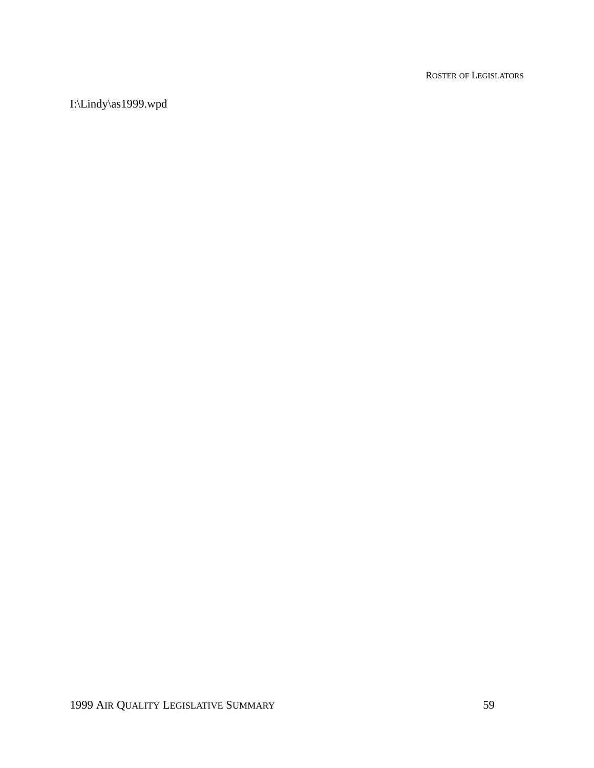I:\Lindy\as1999.wpd